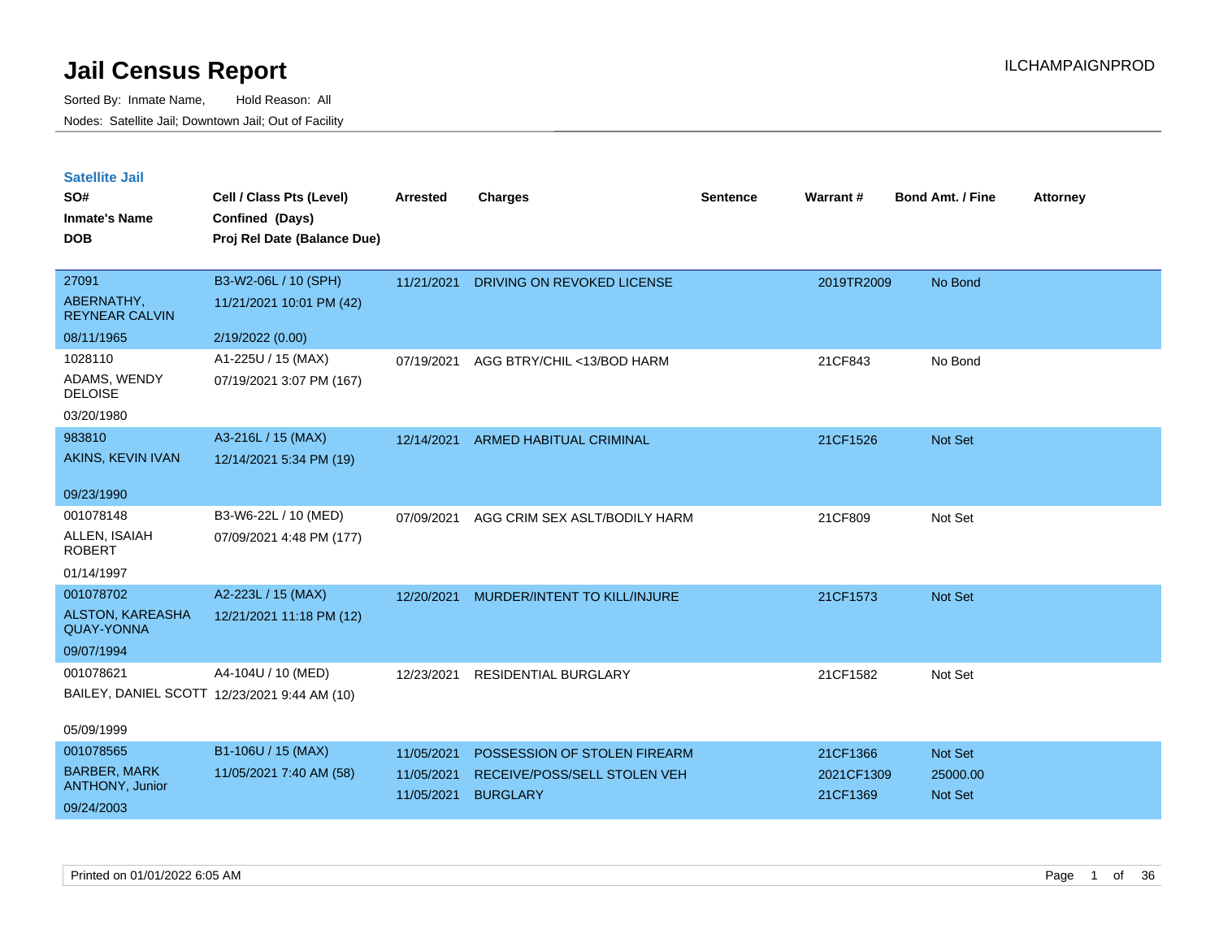# Jail Census Report

ILCHAMPAIGNPROD

Sorted By: Inmate Name, Hold Reason: All

Nodes: Satellite Jail; Downtown Jail; Out of Facility

## Satellite Jail

| SO# / Inmate's Name / DOB | Cell / Class Pts (Level) / Confined (Days) / Proj Rel Date (Balance Due) | Arrested | Charges | Sentence | Warrant # | Bond Amt. / Fine | Attorney |
|---|---|---|---|---|---|---|---|
| 27091<br>ABERNATHY, REYNEAR CALVIN<br>08/11/1965 | B3-W2-06L / 10 (SPH)<br>11/21/2021 10:01 PM (42)<br>2/19/2022 (0.00) | 11/21/2021 | DRIVING ON REVOKED LICENSE | | 2019TR2009 | No Bond | |
| 1028110<br>ADAMS, WENDY DELOISE<br>03/20/1980 | A1-225U / 15 (MAX)<br>07/19/2021 3:07 PM (167) | 07/19/2021 | AGG BTRY/CHIL <13/BOD HARM | | 21CF843 | No Bond | |
| 983810<br>AKINS, KEVIN IVAN<br>09/23/1990 | A3-216L / 15 (MAX)<br>12/14/2021 5:34 PM (19) | 12/14/2021 | ARMED HABITUAL CRIMINAL | | 21CF1526 | Not Set | |
| 001078148<br>ALLEN, ISAIAH ROBERT<br>01/14/1997 | B3-W6-22L / 10 (MED)<br>07/09/2021 4:48 PM (177) | 07/09/2021 | AGG CRIM SEX ASLT/BODILY HARM | | 21CF809 | Not Set | |
| 001078702<br>ALSTON, KAREASHA QUAY-YONNA<br>09/07/1994 | A2-223L / 15 (MAX)<br>12/21/2021 11:18 PM (12) | 12/20/2021 | MURDER/INTENT TO KILL/INJURE | | 21CF1573 | Not Set | |
| 001078621<br>BAILEY, DANIEL SCOTT<br>05/09/1999 | A4-104U / 10 (MED)<br>12/23/2021 9:44 AM (10) | 12/23/2021 | RESIDENTIAL BURGLARY | | 21CF1582 | Not Set | |
| 001078565<br>BARBER, MARK ANTHONY, Junior<br>09/24/2003 | B1-106U / 15 (MAX)<br>11/05/2021 7:40 AM (58) | 11/05/2021<br>11/05/2021<br>11/05/2021 | POSSESSION OF STOLEN FIREARM<br>RECEIVE/POSS/SELL STOLEN VEH<br>BURGLARY | | 21CF1366<br>2021CF1309<br>21CF1369 | Not Set<br>25000.00<br>Not Set | |

Printed on 01/01/2022 6:05 AM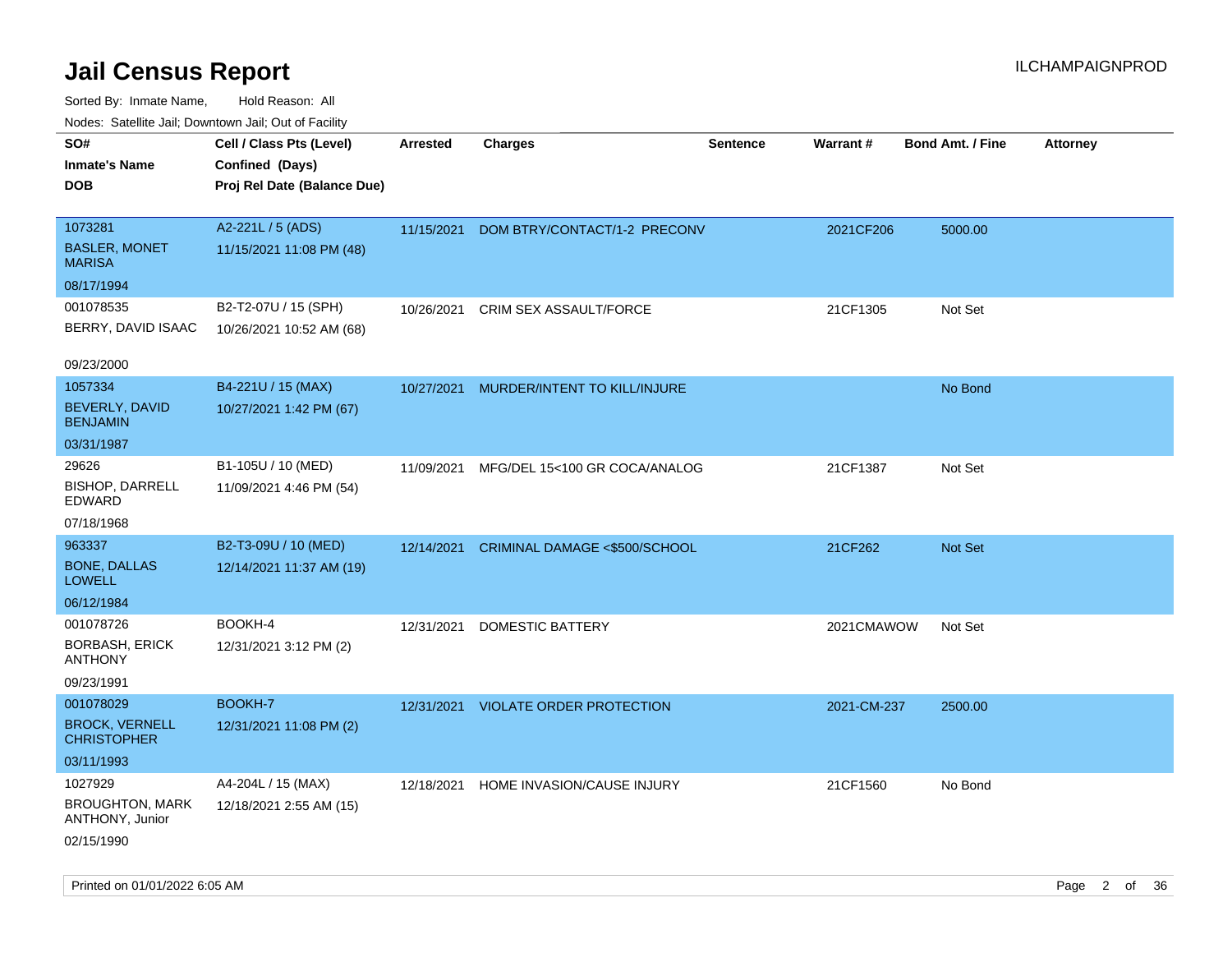# Jail Census Report

ILCHAMPAIGNPROD

Sorted By: Inmate Name, Hold Reason: All

Nodes: Satellite Jail; Downtown Jail; Out of Facility

| SO# / Inmate's Name / DOB | Cell / Class Pts (Level) / Confined (Days) / Proj Rel Date (Balance Due) | Arrested | Charges | Sentence | Warrant # | Bond Amt. / Fine | Attorney |
|---|---|---|---|---|---|---|---|
| 1073281<br>BASLER, MONET MARISA<br>08/17/1994 | A2-221L / 5 (ADS)<br>11/15/2021 11:08 PM (48) | 11/15/2021 | DOM BTRY/CONTACT/1-2 PRECONV | | 2021CF206 | 5000.00 | |
| 001078535<br>BERRY, DAVID ISAAC<br>09/23/2000 | B2-T2-07U / 15 (SPH)<br>10/26/2021 10:52 AM (68) | 10/26/2021 | CRIM SEX ASSAULT/FORCE | | 21CF1305 | Not Set | |
| 1057334<br>BEVERLY, DAVID BENJAMIN<br>03/31/1987 | B4-221U / 15 (MAX)<br>10/27/2021 1:42 PM (67) | 10/27/2021 | MURDER/INTENT TO KILL/INJURE | | | No Bond | |
| 29626<br>BISHOP, DARRELL EDWARD<br>07/18/1968 | B1-105U / 10 (MED)<br>11/09/2021 4:46 PM (54) | 11/09/2021 | MFG/DEL 15<100 GR COCA/ANALOG | | 21CF1387 | Not Set | |
| 963337<br>BONE, DALLAS LOWELL<br>06/12/1984 | B2-T3-09U / 10 (MED)<br>12/14/2021 11:37 AM (19) | 12/14/2021 | CRIMINAL DAMAGE <$500/SCHOOL | | 21CF262 | Not Set | |
| 001078726<br>BORBASH, ERICK ANTHONY<br>09/23/1991 | BOOKH-4<br>12/31/2021 3:12 PM (2) | 12/31/2021 | DOMESTIC BATTERY | | 2021CMAWOW | Not Set | |
| 001078029<br>BROCK, VERNELL CHRISTOPHER<br>03/11/1993 | BOOKH-7<br>12/31/2021 11:08 PM (2) | 12/31/2021 | VIOLATE ORDER PROTECTION | | 2021-CM-237 | 2500.00 | |
| 1027929<br>BROUGHTON, MARK ANTHONY, Junior<br>02/15/1990 | A4-204L / 15 (MAX)<br>12/18/2021 2:55 AM (15) | 12/18/2021 | HOME INVASION/CAUSE INJURY | | 21CF1560 | No Bond | |

Printed on 01/01/2022 6:05 AM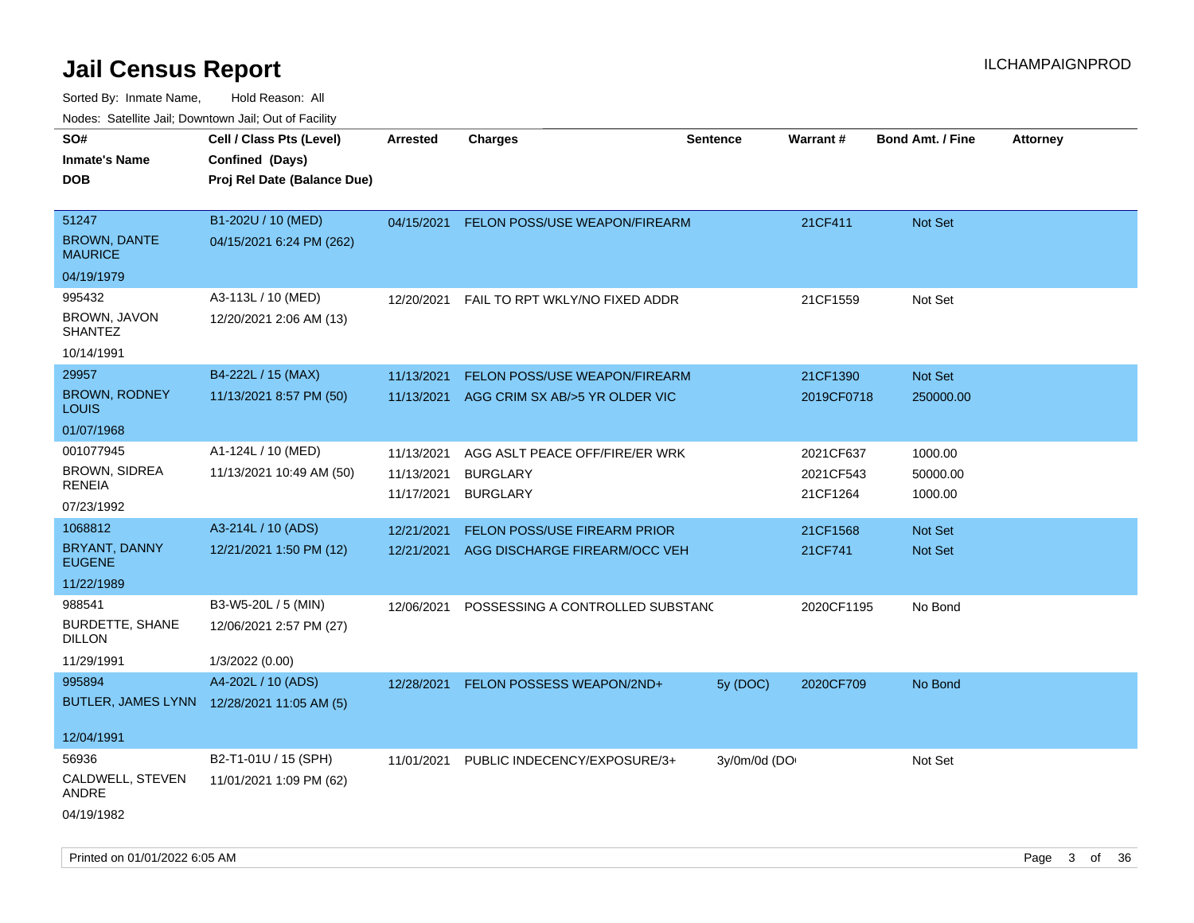# Jail Census Report

Sorted By: Inmate Name, Hold Reason: All

Nodes: Satellite Jail; Downtown Jail; Out of Facility

| SO# / Inmate's Name / DOB | Cell / Class Pts (Level) / Confined (Days) / Proj Rel Date (Balance Due) | Arrested | Charges | Sentence | Warrant # | Bond Amt. / Fine | Attorney |
|---|---|---|---|---|---|---|---|
| 51247<br>BROWN, DANTE MAURICE<br>04/19/1979 | B1-202U / 10 (MED)<br>04/15/2021 6:24 PM (262) | 04/15/2021 | FELON POSS/USE WEAPON/FIREARM | | 21CF411 | Not Set | |
| 995432<br>BROWN, JAVON SHANTEZ<br>10/14/1991 | A3-113L / 10 (MED)<br>12/20/2021 2:06 AM (13) | 12/20/2021 | FAIL TO RPT WKLY/NO FIXED ADDR | | 21CF1559 | Not Set | |
| 29957<br>BROWN, RODNEY LOUIS<br>01/07/1968 | B4-222L / 15 (MAX)<br>11/13/2021 8:57 PM (50) | 11/13/2021<br>11/13/2021 | FELON POSS/USE WEAPON/FIREARM<br>AGG CRIM SX AB/>5 YR OLDER VIC | | 21CF1390<br>2019CF0718 | Not Set<br>250000.00 | |
| 001077945<br>BROWN, SIDREA RENEIA<br>07/23/1992 | A1-124L / 10 (MED)<br>11/13/2021 10:49 AM (50) | 11/13/2021<br>11/13/2021<br>11/17/2021 | AGG ASLT PEACE OFF/FIRE/ER WRK<br>BURGLARY<br>BURGLARY | | 2021CF637<br>2021CF543<br>21CF1264 | 1000.00<br>50000.00<br>1000.00 | |
| 1068812<br>BRYANT, DANNY EUGENE<br>11/22/1989 | A3-214L / 10 (ADS)<br>12/21/2021 1:50 PM (12) | 12/21/2021<br>12/21/2021 | FELON POSS/USE FIREARM PRIOR<br>AGG DISCHARGE FIREARM/OCC VEH | | 21CF1568<br>21CF741 | Not Set<br>Not Set | |
| 988541<br>BURDETTE, SHANE DILLON<br>11/29/1991 | B3-W5-20L / 5 (MIN)<br>12/06/2021 2:57 PM (27)<br>1/3/2022 (0.00) | 12/06/2021 | POSSESSING A CONTROLLED SUBSTANC | | 2020CF1195 | No Bond | |
| 995894<br>BUTLER, JAMES LYNN<br>12/04/1991 | A4-202L / 10 (ADS)<br>12/28/2021 11:05 AM (5) | 12/28/2021 | FELON POSSESS WEAPON/2ND+ | 5y (DOC) | 2020CF709 | No Bond | |
| 56936<br>CALDWELL, STEVEN ANDRE<br>04/19/1982 | B2-T1-01U / 15 (SPH)<br>11/01/2021 1:09 PM (62) | 11/01/2021 | PUBLIC INDECENCY/EXPOSURE/3+ | 3y/0m/0d (DO | | Not Set | |

Printed on 01/01/2022 6:05 AM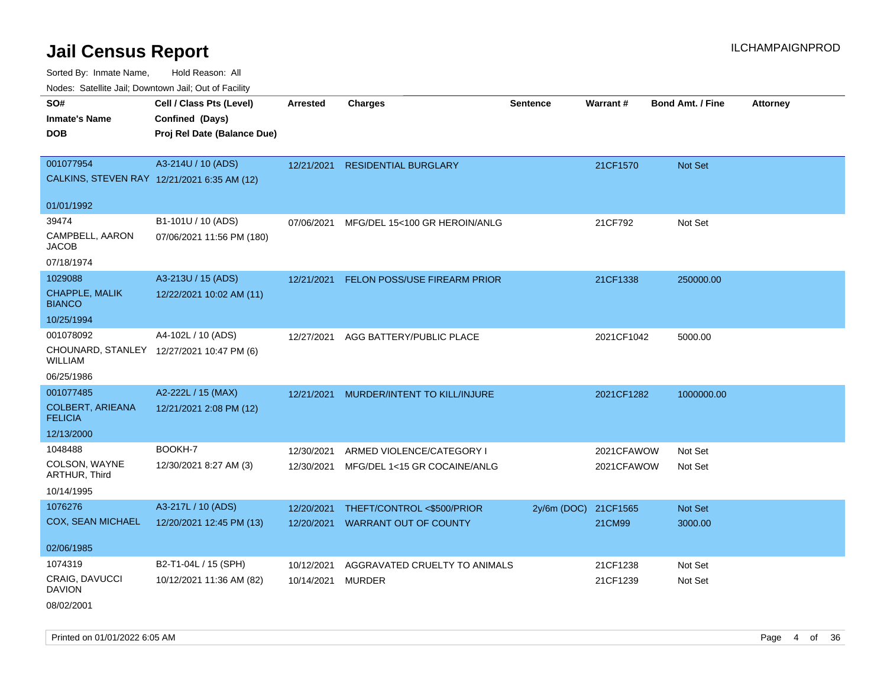# Jail Census Report

Sorted By: Inmate Name, Hold Reason: All

Nodes: Satellite Jail; Downtown Jail; Out of Facility

| SO# / Inmate's Name / DOB | Cell / Class Pts (Level) / Confined (Days) / Proj Rel Date (Balance Due) | Arrested | Charges | Sentence | Warrant # | Bond Amt. / Fine | Attorney |
|---|---|---|---|---|---|---|---|
| 001077954<br>CALKINS, STEVEN RAY<br>01/01/1992 | A3-214U / 10 (ADS)<br>12/21/2021 6:35 AM (12) | 12/21/2021 | RESIDENTIAL BURGLARY | | 21CF1570 | Not Set | |
| 39474<br>CAMPBELL, AARON JACOB<br>07/18/1974 | B1-101U / 10 (ADS)<br>07/06/2021 11:56 PM (180) | 07/06/2021 | MFG/DEL 15<100 GR HEROIN/ANLG | | 21CF792 | Not Set | |
| 1029088<br>CHAPPLE, MALIK BIANCO<br>10/25/1994 | A3-213U / 15 (ADS)<br>12/22/2021 10:02 AM (11) | 12/21/2021 | FELON POSS/USE FIREARM PRIOR | | 21CF1338 | 250000.00 | |
| 001078092<br>CHOUNARD, STANLEY WILLIAM<br>06/25/1986 | A4-102L / 10 (ADS)<br>12/27/2021 10:47 PM (6) | 12/27/2021 | AGG BATTERY/PUBLIC PLACE | | 2021CF1042 | 5000.00 | |
| 001077485<br>COLBERT, ARIEANA FELICIA<br>12/13/2000 | A2-222L / 15 (MAX)<br>12/21/2021 2:08 PM (12) | 12/21/2021 | MURDER/INTENT TO KILL/INJURE | | 2021CF1282 | 1000000.00 | |
| 1048488<br>COLSON, WAYNE ARTHUR, Third<br>10/14/1995 | BOOKH-7<br>12/30/2021 8:27 AM (3) | 12/30/2021 | ARMED VIOLENCE/CATEGORY I | | 2021CFAWOW | Not Set | |
| | | 12/30/2021 | MFG/DEL 1<15 GR COCAINE/ANLG | | 2021CFAWOW | Not Set | |
| 1076276<br>COX, SEAN MICHAEL<br>02/06/1985 | A3-217L / 10 (ADS)<br>12/20/2021 12:45 PM (13) | 12/20/2021 | THEFT/CONTROL <$500/PRIOR | 2y/6m (DOC) | 21CF1565 | Not Set | |
| | | 12/20/2021 | WARRANT OUT OF COUNTY | | 21CM99 | 3000.00 | |
| 1074319<br>CRAIG, DAVUCCI DAVION<br>08/02/2001 | B2-T1-04L / 15 (SPH)<br>10/12/2021 11:36 AM (82) | 10/12/2021 | AGGRAVATED CRUELTY TO ANIMALS | | 21CF1238 | Not Set | |
| | | 10/14/2021 | MURDER | | 21CF1239 | Not Set | |

Printed on 01/01/2022 6:05 AM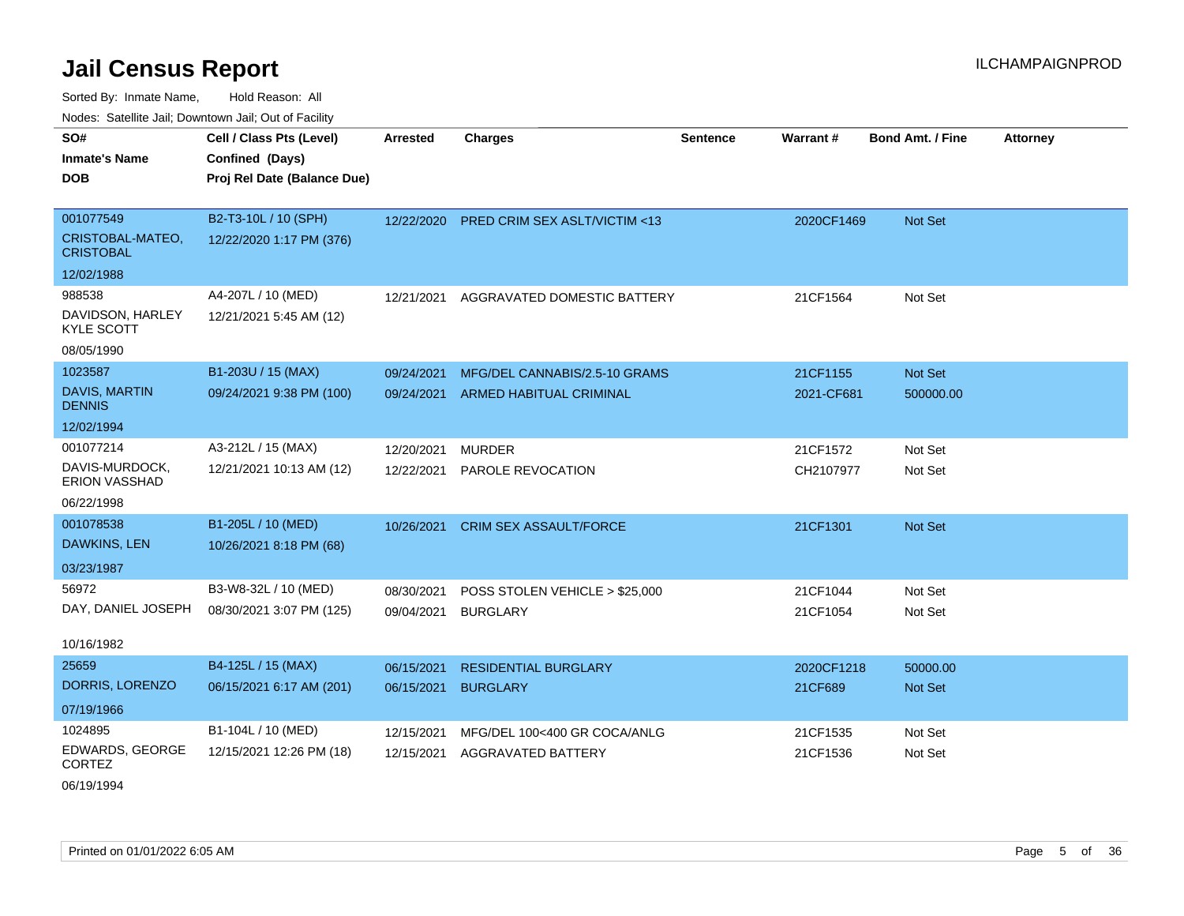# Jail Census Report

ILCHAMPAIGNPROD

Sorted By: Inmate Name, Hold Reason: All

Nodes: Satellite Jail; Downtown Jail; Out of Facility

| SO# / Inmate's Name / DOB | Cell / Class Pts (Level) / Confined (Days) / Proj Rel Date (Balance Due) | Arrested | Charges | Sentence | Warrant # | Bond Amt. / Fine | Attorney |
|---|---|---|---|---|---|---|---|
| 001077549<br>CRISTOBAL-MATEO, CRISTOBAL<br>12/02/1988 | B2-T3-10L / 10 (SPH)<br>12/22/2020 1:17 PM (376) | 12/22/2020 | PRED CRIM SEX ASLT/VICTIM <13 | | 2020CF1469 | Not Set | |
| 988538<br>DAVIDSON, HARLEY KYLE SCOTT<br>08/05/1990 | A4-207L / 10 (MED)<br>12/21/2021 5:45 AM (12) | 12/21/2021 | AGGRAVATED DOMESTIC BATTERY | | 21CF1564 | Not Set | |
| 1023587<br>DAVIS, MARTIN DENNIS<br>12/02/1994 | B1-203U / 15 (MAX)<br>09/24/2021 9:38 PM (100) | 09/24/2021 | MFG/DEL CANNABIS/2.5-10 GRAMS | | 21CF1155 | Not Set | |
| | | 09/24/2021 | ARMED HABITUAL CRIMINAL | | 2021-CF681 | 500000.00 | |
| 001077214<br>DAVIS-MURDOCK, ERION VASSHAD<br>06/22/1998 | A3-212L / 15 (MAX)<br>12/21/2021 10:13 AM (12) | 12/20/2021 | MURDER | | 21CF1572 | Not Set | |
| | | 12/22/2021 | PAROLE REVOCATION | | CH2107977 | Not Set | |
| 001078538<br>DAWKINS, LEN<br>03/23/1987 | B1-205L / 10 (MED)<br>10/26/2021 8:18 PM (68) | 10/26/2021 | CRIM SEX ASSAULT/FORCE | | 21CF1301 | Not Set | |
| 56972<br>DAY, DANIEL JOSEPH<br>10/16/1982 | B3-W8-32L / 10 (MED)<br>08/30/2021 3:07 PM (125) | 08/30/2021 | POSS STOLEN VEHICLE > $25,000 | | 21CF1044 | Not Set | |
| | | 09/04/2021 | BURGLARY | | 21CF1054 | Not Set | |
| 25659<br>DORRIS, LORENZO<br>07/19/1966 | B4-125L / 15 (MAX)<br>06/15/2021 6:17 AM (201) | 06/15/2021 | RESIDENTIAL BURGLARY | | 2020CF1218 | 50000.00 | |
| | | 06/15/2021 | BURGLARY | | 21CF689 | Not Set | |
| 1024895<br>EDWARDS, GEORGE CORTEZ<br>06/19/1994 | B1-104L / 10 (MED)<br>12/15/2021 12:26 PM (18) | 12/15/2021 | MFG/DEL 100<400 GR COCA/ANLG | | 21CF1535 | Not Set | |
| | | 12/15/2021 | AGGRAVATED BATTERY | | 21CF1536 | Not Set | |

Printed on 01/01/2022 6:05 AM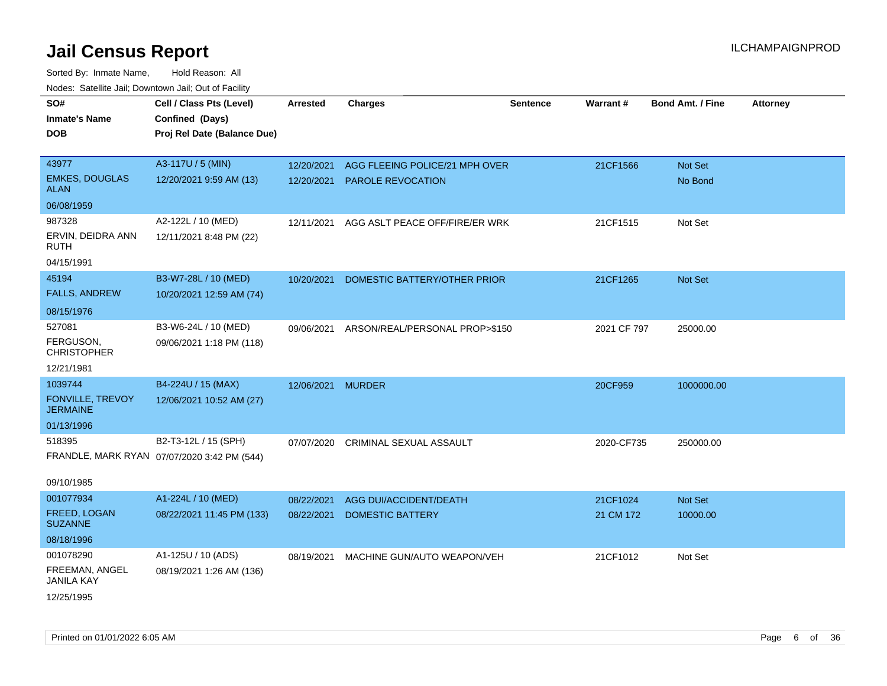# Jail Census Report

ILCHAMPAIGNPROD

Sorted By: Inmate Name, Hold Reason: All

Nodes: Satellite Jail; Downtown Jail; Out of Facility

| SO# / Inmate's Name / DOB | Cell / Class Pts (Level) / Confined (Days) / Proj Rel Date (Balance Due) | Arrested | Charges | Sentence | Warrant # | Bond Amt. / Fine | Attorney |
|---|---|---|---|---|---|---|---|
| 43977<br>EMKES, DOUGLAS ALAN<br>06/08/1959 | A3-117U / 5 (MIN)<br>12/20/2021 9:59 AM (13) | 12/20/2021<br>12/20/2021 | AGG FLEEING POLICE/21 MPH OVER<br>PAROLE REVOCATION | | 21CF1566 | Not Set<br>No Bond | |
| 987328<br>ERVIN, DEIDRA ANN RUTH<br>04/15/1991 | A2-122L / 10 (MED)<br>12/11/2021 8:48 PM (22) | 12/11/2021 | AGG ASLT PEACE OFF/FIRE/ER WRK | | 21CF1515 | Not Set | |
| 45194<br>FALLS, ANDREW<br>08/15/1976 | B3-W7-28L / 10 (MED)<br>10/20/2021 12:59 AM (74) | 10/20/2021 | DOMESTIC BATTERY/OTHER PRIOR | | 21CF1265 | Not Set | |
| 527081<br>FERGUSON, CHRISTOPHER<br>12/21/1981 | B3-W6-24L / 10 (MED)<br>09/06/2021 1:18 PM (118) | 09/06/2021 | ARSON/REAL/PERSONAL PROP>$150 | | 2021 CF 797 | 25000.00 | |
| 1039744<br>FONVILLE, TREVOY JERMAINE<br>01/13/1996 | B4-224U / 15 (MAX)<br>12/06/2021 10:52 AM (27) | 12/06/2021 | MURDER | | 20CF959 | 1000000.00 | |
| 518395<br>FRANDLE, MARK RYAN<br>09/10/1985 | B2-T3-12L / 15 (SPH)<br>07/07/2020 3:42 PM (544) | 07/07/2020 | CRIMINAL SEXUAL ASSAULT | | 2020-CF735 | 250000.00 | |
| 001077934<br>FREED, LOGAN SUZANNE<br>08/18/1996 | A1-224L / 10 (MED)<br>08/22/2021 11:45 PM (133) | 08/22/2021<br>08/22/2021 | AGG DUI/ACCIDENT/DEATH<br>DOMESTIC BATTERY | | 21CF1024<br>21 CM 172 | Not Set<br>10000.00 | |
| 001078290<br>FREEMAN, ANGEL JANILA KAY<br>12/25/1995 | A1-125U / 10 (ADS)<br>08/19/2021 1:26 AM (136) | 08/19/2021 | MACHINE GUN/AUTO WEAPON/VEH | | 21CF1012 | Not Set | |

Printed on 01/01/2022 6:05 AM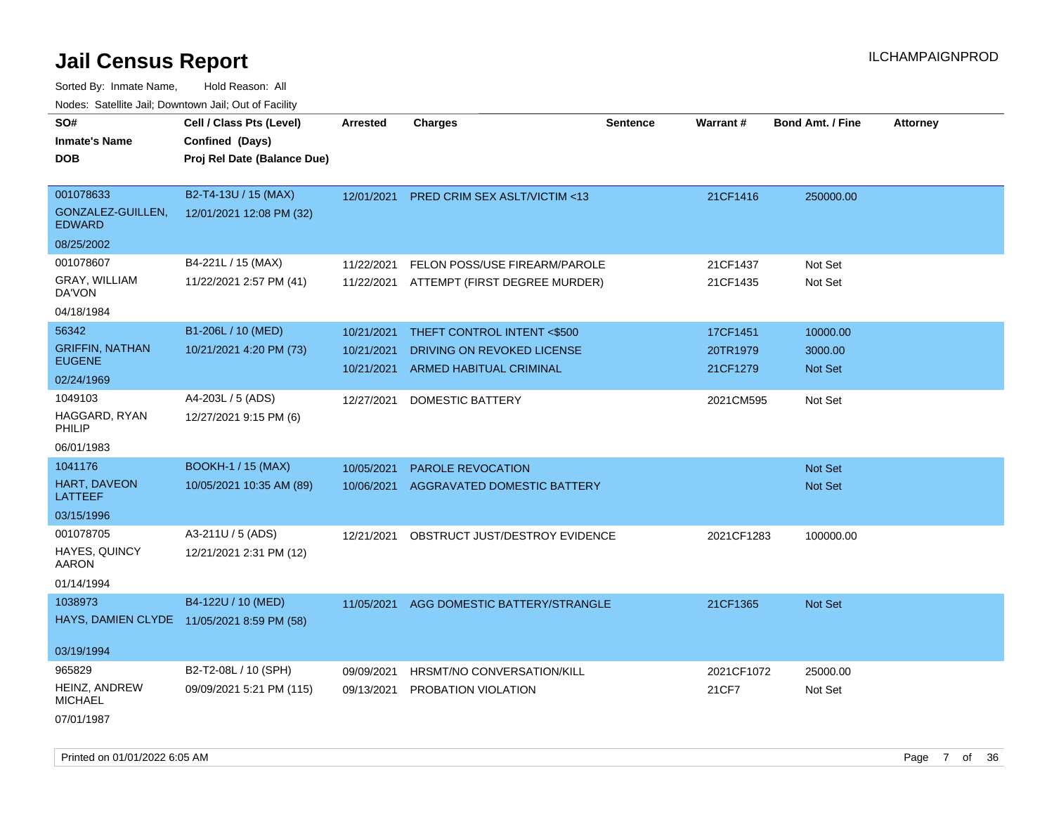# Jail Census Report

ILCHAMPAIGNPROD

Sorted By: Inmate Name, Hold Reason: All

Nodes: Satellite Jail; Downtown Jail; Out of Facility

| SO# / Inmate's Name / DOB | Cell / Class Pts (Level) / Confined (Days) / Proj Rel Date (Balance Due) | Arrested | Charges | Sentence | Warrant # | Bond Amt. / Fine | Attorney |
|---|---|---|---|---|---|---|---|
| 001078633<br>GONZALEZ-GUILLEN, EDWARD<br>08/25/2002 | B2-T4-13U / 15 (MAX)<br>12/01/2021 12:08 PM (32) | 12/01/2021 | PRED CRIM SEX ASLT/VICTIM <13 | | 21CF1416 | 250000.00 | |
| 001078607<br>GRAY, WILLIAM DA'VON<br>04/18/1984 | B4-221L / 15 (MAX)<br>11/22/2021 2:57 PM (41) | 11/22/2021 | FELON POSS/USE FIREARM/PAROLE | | 21CF1437 | Not Set | |
| | | 11/22/2021 | ATTEMPT (FIRST DEGREE MURDER) | | 21CF1435 | Not Set | |
| 56342<br>GRIFFIN, NATHAN EUGENE<br>02/24/1969 | B1-206L / 10 (MED)<br>10/21/2021 4:20 PM (73) | 10/21/2021 | THEFT CONTROL INTENT <$500 | | 17CF1451 | 10000.00 | |
| | | 10/21/2021 | DRIVING ON REVOKED LICENSE | | 20TR1979 | 3000.00 | |
| | | 10/21/2021 | ARMED HABITUAL CRIMINAL | | 21CF1279 | Not Set | |
| 1049103<br>HAGGARD, RYAN PHILIP<br>06/01/1983 | A4-203L / 5 (ADS)<br>12/27/2021 9:15 PM (6) | 12/27/2021 | DOMESTIC BATTERY | | 2021CM595 | Not Set | |
| 1041176<br>HART, DAVEON LATTEEF<br>03/15/1996 | BOOKH-1 / 15 (MAX)<br>10/05/2021 10:35 AM (89) | 10/05/2021 | PAROLE REVOCATION | | | Not Set | |
| | | 10/06/2021 | AGGRAVATED DOMESTIC BATTERY | | | Not Set | |
| 001078705<br>HAYES, QUINCY AARON<br>01/14/1994 | A3-211U / 5 (ADS)<br>12/21/2021 2:31 PM (12) | 12/21/2021 | OBSTRUCT JUST/DESTROY EVIDENCE | | 2021CF1283 | 100000.00 | |
| 1038973<br>HAYS, DAMIEN CLYDE<br>03/19/1994 | B4-122U / 10 (MED)<br>11/05/2021 8:59 PM (58) | 11/05/2021 | AGG DOMESTIC BATTERY/STRANGLE | | 21CF1365 | Not Set | |
| 965829<br>HEINZ, ANDREW MICHAEL<br>07/01/1987 | B2-T2-08L / 10 (SPH)<br>09/09/2021 5:21 PM (115) | 09/09/2021 | HRSMT/NO CONVERSATION/KILL | | 2021CF1072 | 25000.00 | |
| | | 09/13/2021 | PROBATION VIOLATION | | 21CF7 | Not Set | |

Printed on 01/01/2022 6:05 AM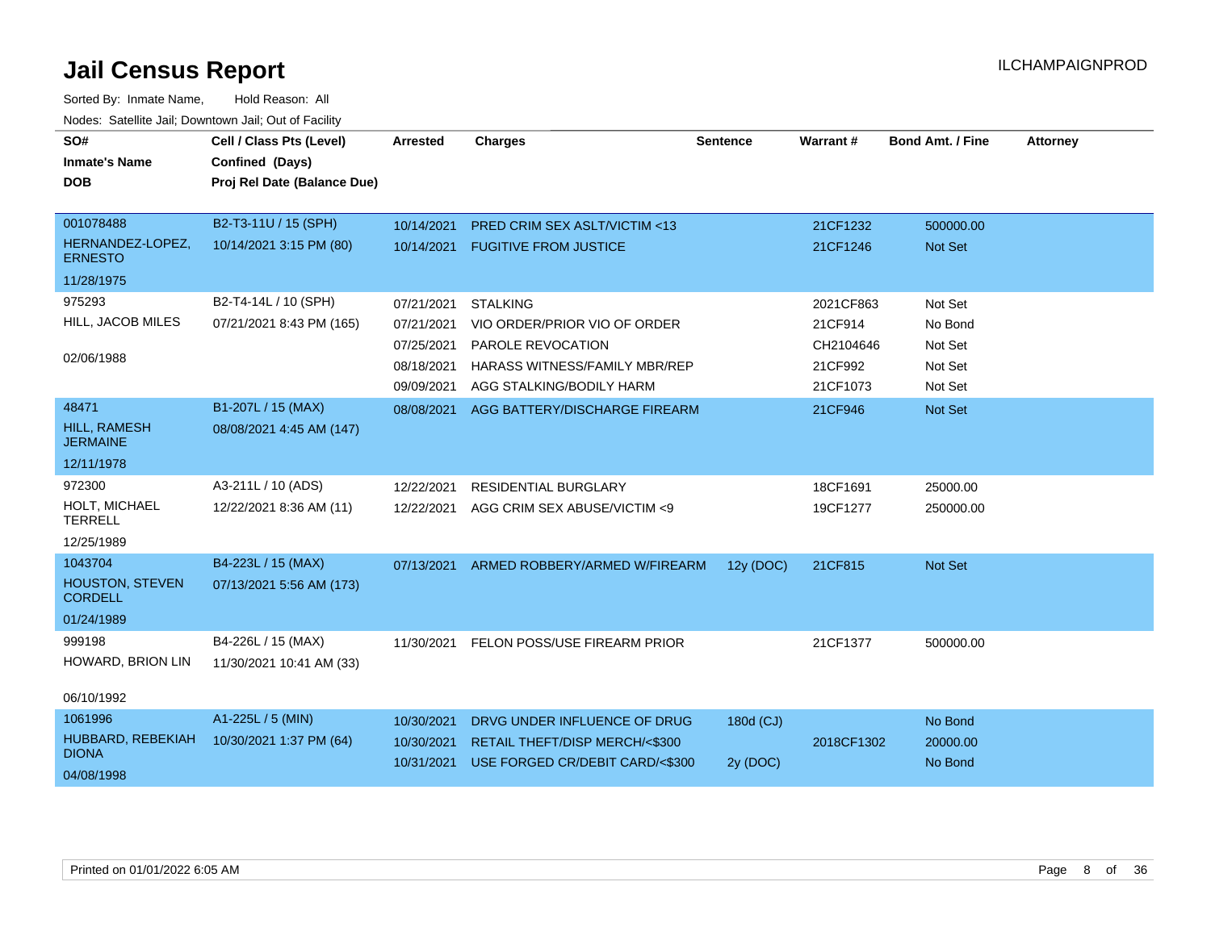# Jail Census Report

ILCHAMPAIGNPROD

Sorted By: Inmate Name, Hold Reason: All

Nodes: Satellite Jail; Downtown Jail; Out of Facility

| SO# / Inmate's Name / DOB | Cell / Class Pts (Level) / Confined (Days) / Proj Rel Date (Balance Due) | Arrested | Charges | Sentence | Warrant # | Bond Amt. / Fine | Attorney |
|---|---|---|---|---|---|---|---|
| 001078488 HERNANDEZ-LOPEZ, ERNESTO 11/28/1975 | B2-T3-11U / 15 (SPH) 10/14/2021 3:15 PM (80) | 10/14/2021 | PRED CRIM SEX ASLT/VICTIM <13 | | 21CF1232 | 500000.00 | |
| | | 10/14/2021 | FUGITIVE FROM JUSTICE | | 21CF1246 | Not Set | |
| 975293 HILL, JACOB MILES 02/06/1988 | B2-T4-14L / 10 (SPH) 07/21/2021 8:43 PM (165) | 07/21/2021 | STALKING | | 2021CF863 | Not Set | |
| | | 07/21/2021 | VIO ORDER/PRIOR VIO OF ORDER | | 21CF914 | No Bond | |
| | | 07/25/2021 | PAROLE REVOCATION | | CH2104646 | Not Set | |
| | | 08/18/2021 | HARASS WITNESS/FAMILY MBR/REP | | 21CF992 | Not Set | |
| | | 09/09/2021 | AGG STALKING/BODILY HARM | | 21CF1073 | Not Set | |
| 48471 HILL, RAMESH JERMAINE 12/11/1978 | B1-207L / 15 (MAX) 08/08/2021 4:45 AM (147) | 08/08/2021 | AGG BATTERY/DISCHARGE FIREARM | | 21CF946 | Not Set | |
| 972300 HOLT, MICHAEL TERRELL 12/25/1989 | A3-211L / 10 (ADS) 12/22/2021 8:36 AM (11) | 12/22/2021 | RESIDENTIAL BURGLARY | | 18CF1691 | 25000.00 | |
| | | 12/22/2021 | AGG CRIM SEX ABUSE/VICTIM <9 | | 19CF1277 | 250000.00 | |
| 1043704 HOUSTON, STEVEN CORDELL 01/24/1989 | B4-223L / 15 (MAX) 07/13/2021 5:56 AM (173) | 07/13/2021 | ARMED ROBBERY/ARMED W/FIREARM | 12y (DOC) | 21CF815 | Not Set | |
| 999198 HOWARD, BRION LIN 06/10/1992 | B4-226L / 15 (MAX) 11/30/2021 10:41 AM (33) | 11/30/2021 | FELON POSS/USE FIREARM PRIOR | | 21CF1377 | 500000.00 | |
| 1061996 HUBBARD, REBEKIAH DIONA 04/08/1998 | A1-225L / 5 (MIN) 10/30/2021 1:37 PM (64) | 10/30/2021 | DRVG UNDER INFLUENCE OF DRUG | 180d (CJ) | | No Bond | |
| | | 10/30/2021 | RETAIL THEFT/DISP MERCH/<$300 | | 2018CF1302 | 20000.00 | |
| | | 10/31/2021 | USE FORGED CR/DEBIT CARD/<$300 | 2y (DOC) | | No Bond | |

Printed on 01/01/2022 6:05 AM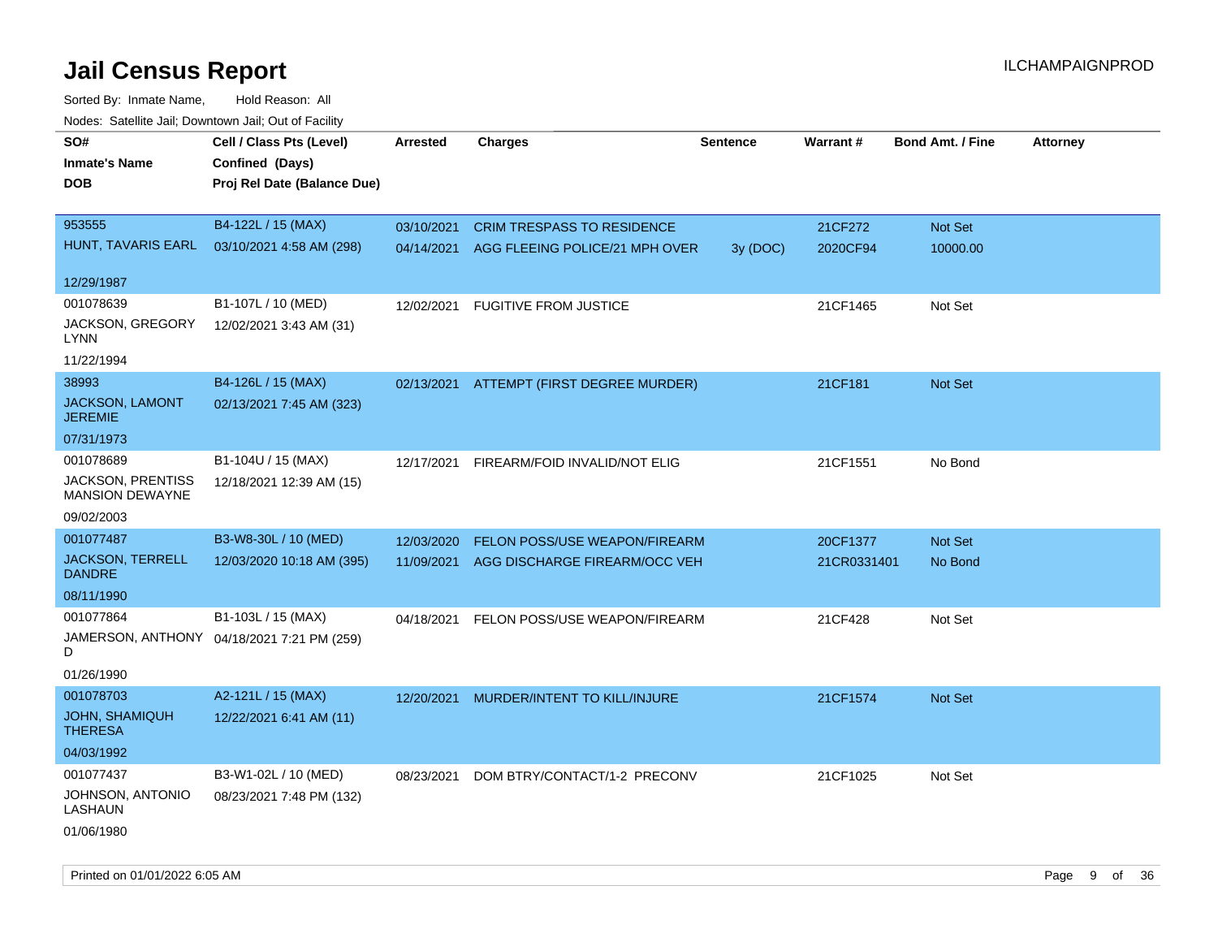# Jail Census Report

ILCHAMPAIGNPROD

Sorted By: Inmate Name, Hold Reason: All

Nodes: Satellite Jail; Downtown Jail; Out of Facility

| SO# / Inmate's Name / DOB | Cell / Class Pts (Level) / Confined (Days) / Proj Rel Date (Balance Due) | Arrested | Charges | Sentence | Warrant # | Bond Amt. / Fine | Attorney |
|---|---|---|---|---|---|---|---|
| 953555<br>HUNT, TAVARIS EARL<br>12/29/1987 | B4-122L / 15 (MAX)<br>03/10/2021 4:58 AM (298) | 03/10/2021 | CRIM TRESPASS TO RESIDENCE | | 21CF272 | Not Set | |
| | | 04/14/2021 | AGG FLEEING POLICE/21 MPH OVER | 3y (DOC) | 2020CF94 | 10000.00 | |
| 001078639<br>JACKSON, GREGORY LYNN<br>11/22/1994 | B1-107L / 10 (MED)<br>12/02/2021 3:43 AM (31) | 12/02/2021 | FUGITIVE FROM JUSTICE | | 21CF1465 | Not Set | |
| 38993<br>JACKSON, LAMONT JEREMIE<br>07/31/1973 | B4-126L / 15 (MAX)<br>02/13/2021 7:45 AM (323) | 02/13/2021 | ATTEMPT (FIRST DEGREE MURDER) | | 21CF181 | Not Set | |
| 001078689<br>JACKSON, PRENTISS MANSION DEWAYNE<br>09/02/2003 | B1-104U / 15 (MAX)<br>12/18/2021 12:39 AM (15) | 12/17/2021 | FIREARM/FOID INVALID/NOT ELIG | | 21CF1551 | No Bond | |
| 001077487<br>JACKSON, TERRELL DANDRE<br>08/11/1990 | B3-W8-30L / 10 (MED)<br>12/03/2020 10:18 AM (395) | 12/03/2020 | FELON POSS/USE WEAPON/FIREARM | | 20CF1377 | Not Set | |
| | | 11/09/2021 | AGG DISCHARGE FIREARM/OCC VEH | | 21CR0331401 | No Bond | |
| 001077864<br>JAMERSON, ANTHONY D<br>01/26/1990 | B1-103L / 15 (MAX)<br>04/18/2021 7:21 PM (259) | 04/18/2021 | FELON POSS/USE WEAPON/FIREARM | | 21CF428 | Not Set | |
| 001078703<br>JOHN, SHAMIQUH THERESA<br>04/03/1992 | A2-121L / 15 (MAX)<br>12/22/2021 6:41 AM (11) | 12/20/2021 | MURDER/INTENT TO KILL/INJURE | | 21CF1574 | Not Set | |
| 001077437<br>JOHNSON, ANTONIO LASHAUN<br>01/06/1980 | B3-W1-02L / 10 (MED)<br>08/23/2021 7:48 PM (132) | 08/23/2021 | DOM BTRY/CONTACT/1-2 PRECONV | | 21CF1025 | Not Set | |

Printed on 01/01/2022 6:05 AM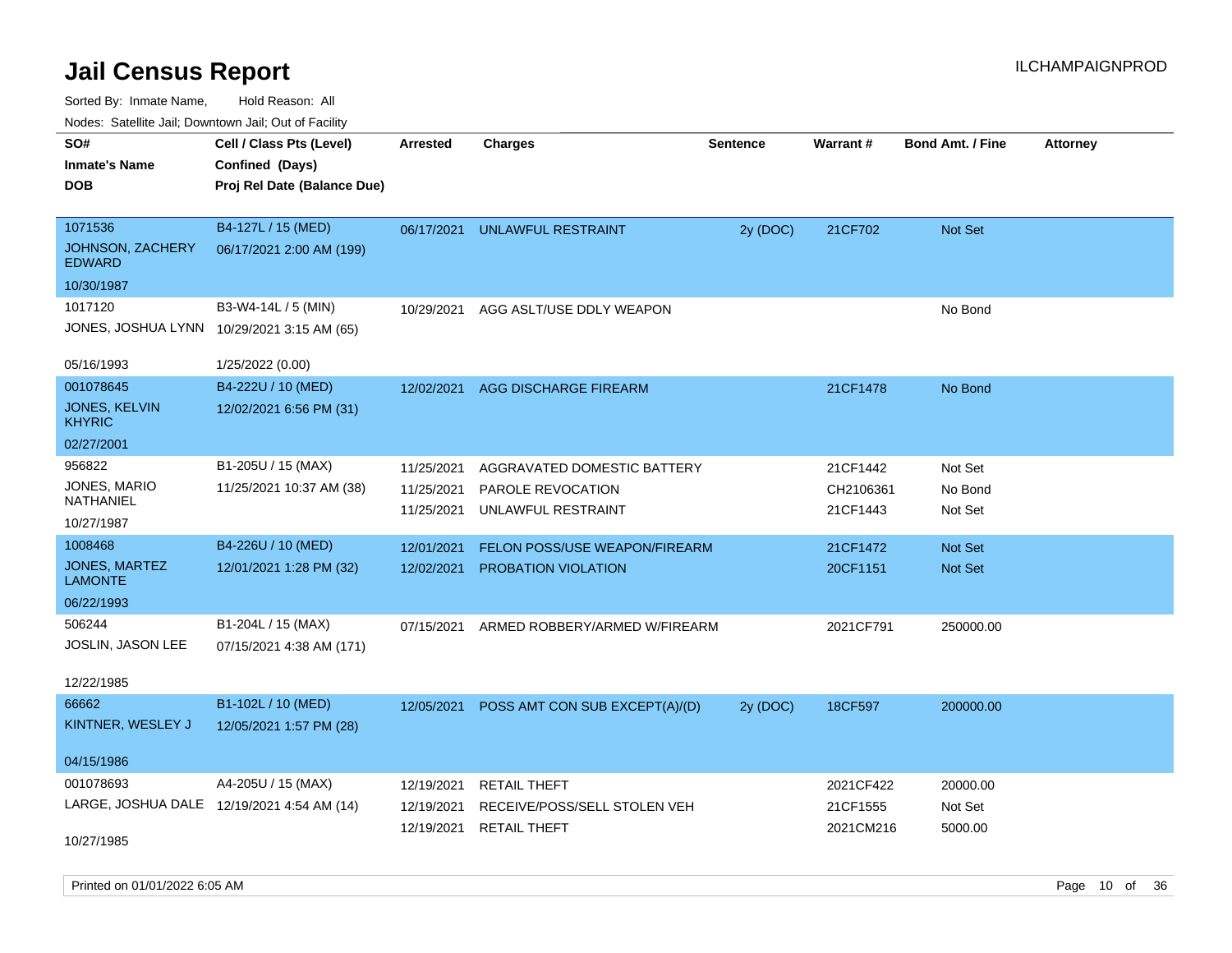# Jail Census Report

ILCHAMPAIGNPROD

Sorted By: Inmate Name,  Hold Reason: All

Nodes: Satellite Jail; Downtown Jail; Out of Facility

| SO# / Inmate's Name / DOB | Cell / Class Pts (Level) / Confined (Days) / Proj Rel Date (Balance Due) | Arrested | Charges | Sentence | Warrant # | Bond Amt. / Fine | Attorney |
|---|---|---|---|---|---|---|---|
| 1071536<br>JOHNSON, ZACHERY EDWARD<br>10/30/1987 | B4-127L / 15 (MED)<br>06/17/2021 2:00 AM (199) | 06/17/2021 | UNLAWFUL RESTRAINT | 2y (DOC) | 21CF702 | Not Set | |
| 1017120<br>JONES, JOSHUA LYNN<br>05/16/1993 | B3-W4-14L / 5 (MIN)<br>10/29/2021 3:15 AM (65)<br>1/25/2022 (0.00) | 10/29/2021 | AGG ASLT/USE DDLY WEAPON | | | No Bond | |
| 001078645<br>JONES, KELVIN KHYRIC<br>02/27/2001 | B4-222U / 10 (MED)<br>12/02/2021 6:56 PM (31) | 12/02/2021 | AGG DISCHARGE FIREARM | | 21CF1478 | No Bond | |
| 956822<br>JONES, MARIO NATHANIEL<br>10/27/1987 | B1-205U / 15 (MAX)<br>11/25/2021 10:37 AM (38) | 11/25/2021<br>11/25/2021<br>11/25/2021 | AGGRAVATED DOMESTIC BATTERY<br>PAROLE REVOCATION<br>UNLAWFUL RESTRAINT | | 21CF1442<br>CH2106361<br>21CF1443 | Not Set<br>No Bond<br>Not Set | |
| 1008468<br>JONES, MARTEZ LAMONTE<br>06/22/1993 | B4-226U / 10 (MED)<br>12/01/2021 1:28 PM (32) | 12/01/2021<br>12/02/2021 | FELON POSS/USE WEAPON/FIREARM<br>PROBATION VIOLATION | | 21CF1472<br>20CF1151 | Not Set<br>Not Set | |
| 506244<br>JOSLIN, JASON LEE<br>12/22/1985 | B1-204L / 15 (MAX)<br>07/15/2021 4:38 AM (171) | 07/15/2021 | ARMED ROBBERY/ARMED W/FIREARM | | 2021CF791 | 250000.00 | |
| 66662<br>KINTNER, WESLEY J<br>04/15/1986 | B1-102L / 10 (MED)<br>12/05/2021 1:57 PM (28) | 12/05/2021 | POSS AMT CON SUB EXCEPT(A)/(D) | 2y (DOC) | 18CF597 | 200000.00 | |
| 001078693<br>LARGE, JOSHUA DALE<br>10/27/1985 | A4-205U / 15 (MAX)<br>12/19/2021 4:54 AM (14) | 12/19/2021<br>12/19/2021<br>12/19/2021 | RETAIL THEFT<br>RECEIVE/POSS/SELL STOLEN VEH<br>RETAIL THEFT | | 2021CF422<br>21CF1555<br>2021CM216 | 20000.00<br>Not Set<br>5000.00 | |

Printed on 01/01/2022 6:05 AM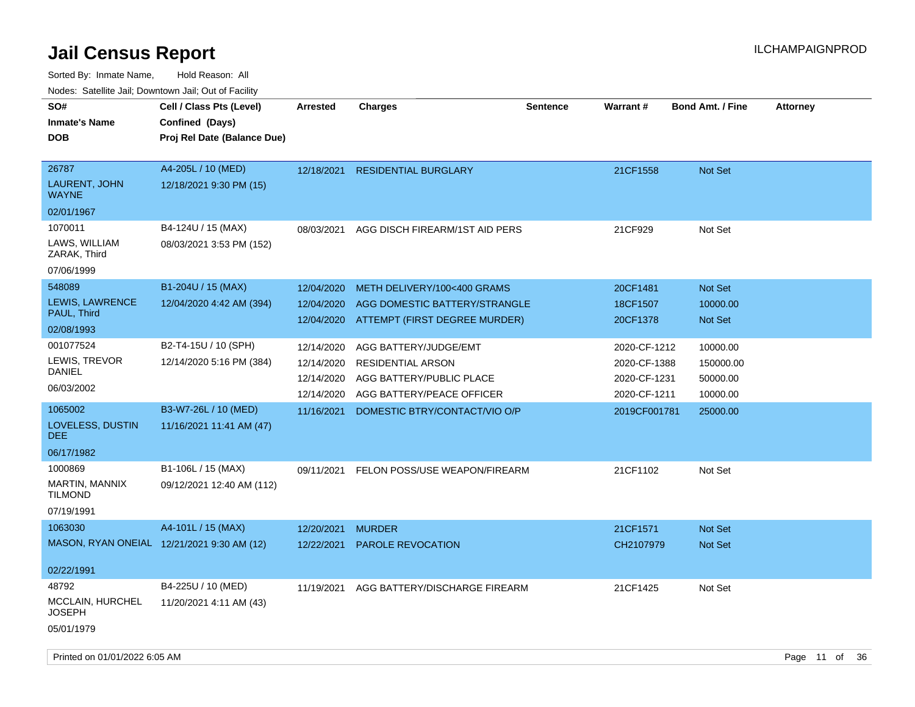# Jail Census Report

ILCHAMPAIGNPROD

Sorted By: Inmate Name, Hold Reason: All

Nodes: Satellite Jail; Downtown Jail; Out of Facility

| SO# / Inmate's Name / DOB | Cell / Class Pts (Level) / Confined (Days) / Proj Rel Date (Balance Due) | Arrested | Charges | Sentence | Warrant # | Bond Amt. / Fine | Attorney |
|---|---|---|---|---|---|---|---|
| 26787<br>LAURENT, JOHN WAYNE<br>02/01/1967 | A4-205L / 10 (MED)<br>12/18/2021 9:30 PM (15) | 12/18/2021 | RESIDENTIAL BURGLARY | | 21CF1558 | Not Set | |
| 1070011<br>LAWS, WILLIAM ZARAK, Third<br>07/06/1999 | B4-124U / 15 (MAX)<br>08/03/2021 3:53 PM (152) | 08/03/2021 | AGG DISCH FIREARM/1ST AID PERS | | 21CF929 | Not Set | |
| 548089<br>LEWIS, LAWRENCE PAUL, Third<br>02/08/1993 | B1-204U / 15 (MAX)<br>12/04/2020 4:42 AM (394) | 12/04/2020 | METH DELIVERY/100<400 GRAMS | | 20CF1481 | Not Set | |
| | | 12/04/2020 | AGG DOMESTIC BATTERY/STRANGLE | | 18CF1507 | 10000.00 | |
| | | 12/04/2020 | ATTEMPT (FIRST DEGREE MURDER) | | 20CF1378 | Not Set | |
| 001077524<br>LEWIS, TREVOR DANIEL<br>06/03/2002 | B2-T4-15U / 10 (SPH)<br>12/14/2020 5:16 PM (384) | 12/14/2020 | AGG BATTERY/JUDGE/EMT | | 2020-CF-1212 | 10000.00 | |
| | | 12/14/2020 | RESIDENTIAL ARSON | | 2020-CF-1388 | 150000.00 | |
| | | 12/14/2020 | AGG BATTERY/PUBLIC PLACE | | 2020-CF-1231 | 50000.00 | |
| | | 12/14/2020 | AGG BATTERY/PEACE OFFICER | | 2020-CF-1211 | 10000.00 | |
| 1065002<br>LOVELESS, DUSTIN DEE<br>06/17/1982 | B3-W7-26L / 10 (MED)<br>11/16/2021 11:41 AM (47) | 11/16/2021 | DOMESTIC BTRY/CONTACT/VIO O/P | | 2019CF001781 | 25000.00 | |
| 1000869<br>MARTIN, MANNIX TILMOND<br>07/19/1991 | B1-106L / 15 (MAX)<br>09/12/2021 12:40 AM (112) | 09/11/2021 | FELON POSS/USE WEAPON/FIREARM | | 21CF1102 | Not Set | |
| 1063030<br>MASON, RYAN ONEIAL<br>02/22/1991 | A4-101L / 15 (MAX)<br>12/21/2021 9:30 AM (12) | 12/20/2021 | MURDER | | 21CF1571 | Not Set | |
| | | 12/22/2021 | PAROLE REVOCATION | | CH2107979 | Not Set | |
| 48792<br>MCCLAIN, HURCHEL JOSEPH<br>05/01/1979 | B4-225U / 10 (MED)<br>11/20/2021 4:11 AM (43) | 11/19/2021 | AGG BATTERY/DISCHARGE FIREARM | | 21CF1425 | Not Set | |

Printed on 01/01/2022 6:05 AM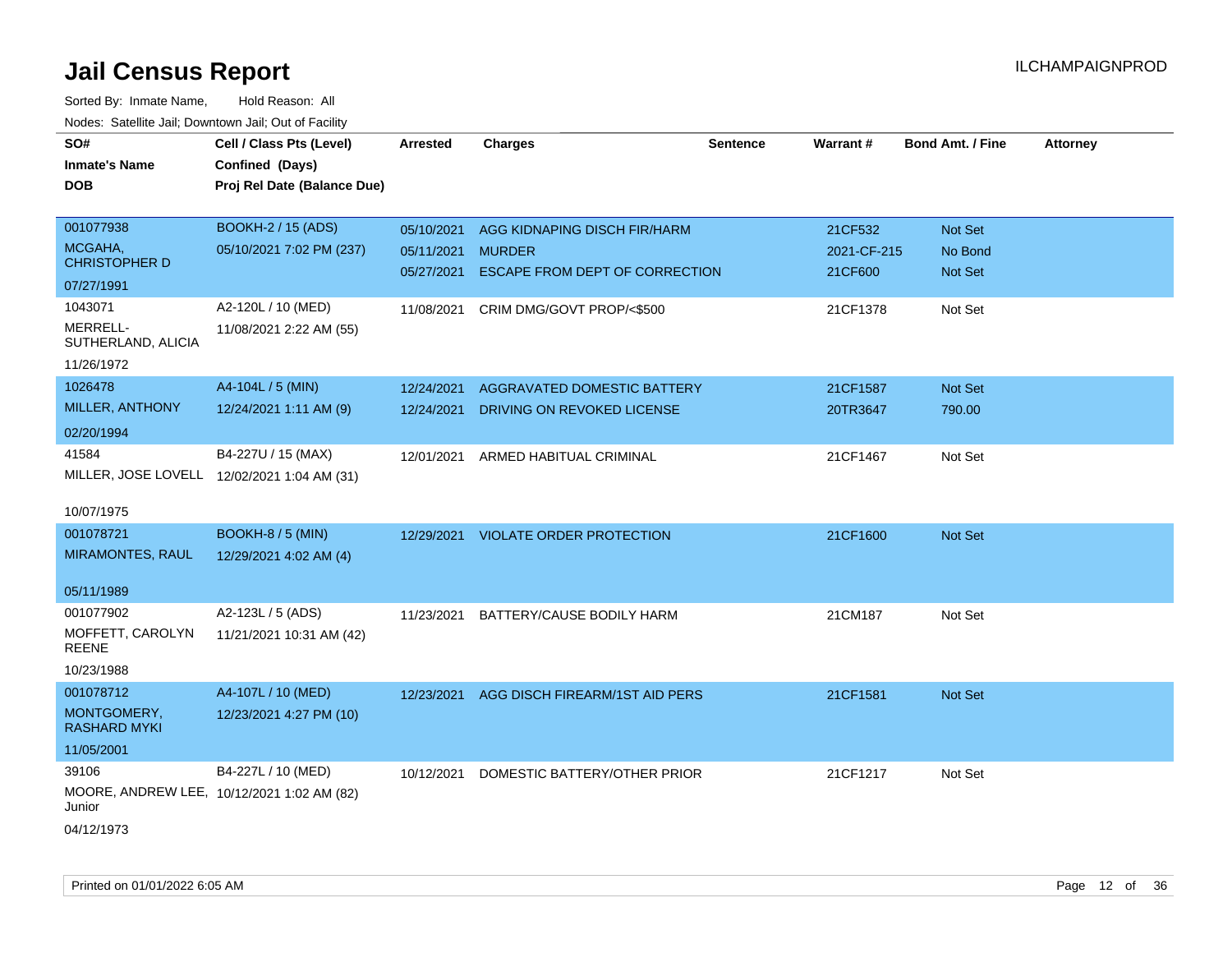# Jail Census Report

ILCHAMPAIGNPROD

Sorted By: Inmate Name, Hold Reason: All

Nodes: Satellite Jail; Downtown Jail; Out of Facility

| SO# / Inmate's Name / DOB | Cell / Class Pts (Level) / Confined (Days) / Proj Rel Date (Balance Due) | Arrested | Charges | Sentence | Warrant # | Bond Amt. / Fine | Attorney |
|---|---|---|---|---|---|---|---|
| 001077938<br>MCGAHA, CHRISTOPHER D<br>07/27/1991 | BOOKH-2 / 15 (ADS)<br>05/10/2021 7:02 PM (237) | 05/10/2021<br>05/11/2021<br>05/27/2021 | AGG KIDNAPING DISCH FIR/HARM<br>MURDER<br>ESCAPE FROM DEPT OF CORRECTION | | 21CF532<br>2021-CF-215<br>21CF600 | Not Set<br>No Bond<br>Not Set | |
| 1043071<br>MERRELL-SUTHERLAND, ALICIA<br>11/26/1972 | A2-120L / 10 (MED)<br>11/08/2021 2:22 AM (55) | 11/08/2021 | CRIM DMG/GOVT PROP/<$500 | | 21CF1378 | Not Set | |
| 1026478<br>MILLER, ANTHONY<br>02/20/1994 | A4-104L / 5 (MIN)<br>12/24/2021 1:11 AM (9) | 12/24/2021<br>12/24/2021 | AGGRAVATED DOMESTIC BATTERY<br>DRIVING ON REVOKED LICENSE | | 21CF1587<br>20TR3647 | Not Set<br>790.00 | |
| 41584<br>MILLER, JOSE LOVELL<br>10/07/1975 | B4-227U / 15 (MAX)<br>12/02/2021 1:04 AM (31) | 12/01/2021 | ARMED HABITUAL CRIMINAL | | 21CF1467 | Not Set | |
| 001078721<br>MIRAMONTES, RAUL<br>05/11/1989 | BOOKH-8 / 5 (MIN)<br>12/29/2021 4:02 AM (4) | 12/29/2021 | VIOLATE ORDER PROTECTION | | 21CF1600 | Not Set | |
| 001077902<br>MOFFETT, CAROLYN REENE<br>10/23/1988 | A2-123L / 5 (ADS)<br>11/21/2021 10:31 AM (42) | 11/23/2021 | BATTERY/CAUSE BODILY HARM | | 21CM187 | Not Set | |
| 001078712<br>MONTGOMERY, RASHARD MYKI<br>11/05/2001 | A4-107L / 10 (MED)<br>12/23/2021 4:27 PM (10) | 12/23/2021 | AGG DISCH FIREARM/1ST AID PERS | | 21CF1581 | Not Set | |
| 39106<br>MOORE, ANDREW LEE, Junior<br>04/12/1973 | B4-227L / 10 (MED)<br>10/12/2021 1:02 AM (82) | 10/12/2021 | DOMESTIC BATTERY/OTHER PRIOR | | 21CF1217 | Not Set | |

Printed on 01/01/2022 6:05 AM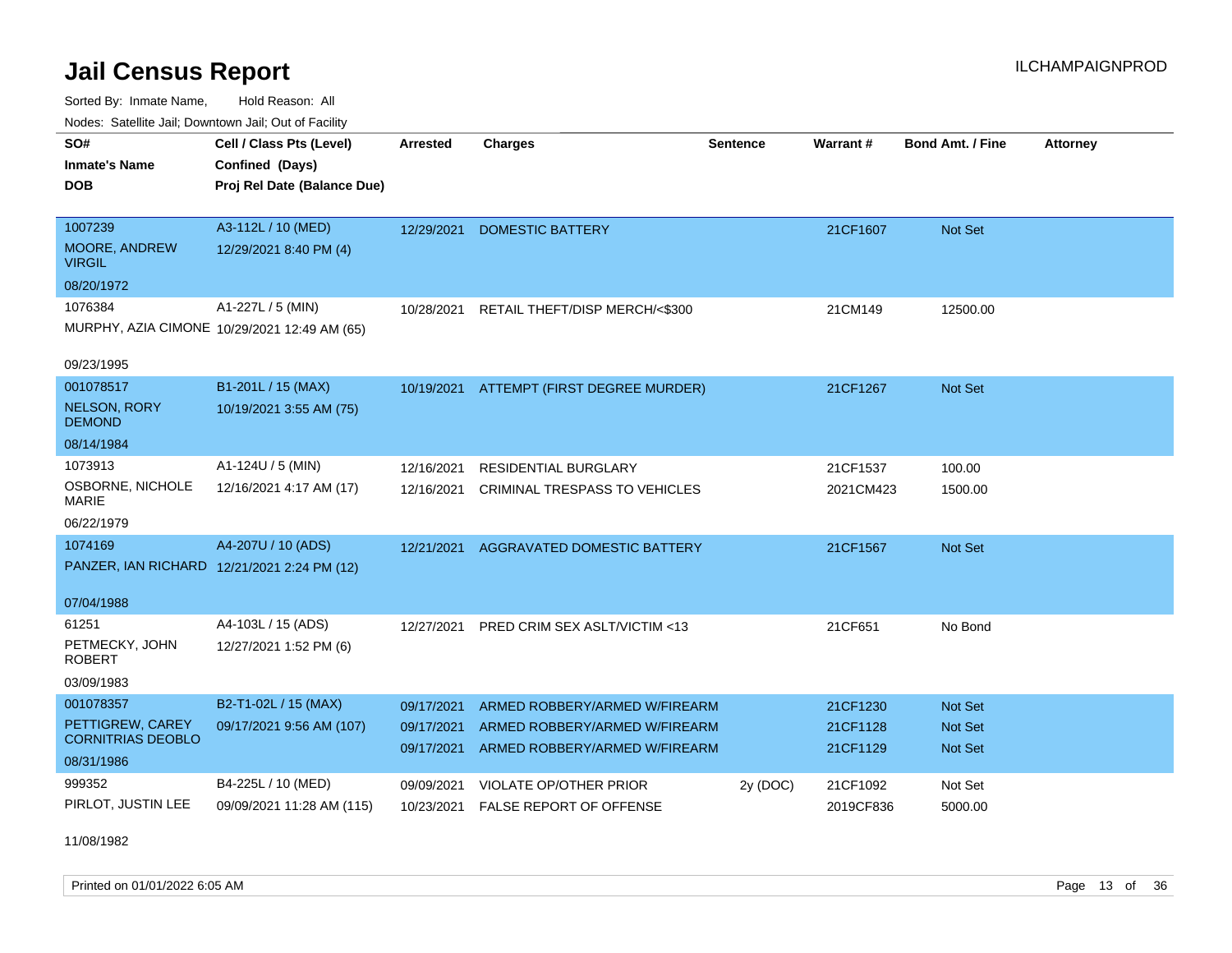# Jail Census Report

ILCHAMPAIGNPROD

Sorted By: Inmate Name, Hold Reason: All

Nodes: Satellite Jail; Downtown Jail; Out of Facility

| SO# / Inmate's Name / DOB | Cell / Class Pts (Level) / Confined (Days) / Proj Rel Date (Balance Due) | Arrested | Charges | Sentence | Warrant # | Bond Amt. / Fine | Attorney |
|---|---|---|---|---|---|---|---|
| 1007239<br>MOORE, ANDREW VIRGIL<br>08/20/1972 | A3-112L / 10 (MED)<br>12/29/2021 8:40 PM (4) | 12/29/2021 | DOMESTIC BATTERY | | 21CF1607 | Not Set | |
| 1076384<br>MURPHY, AZIA CIMONE<br>09/23/1995 | A1-227L / 5 (MIN)<br>10/29/2021 12:49 AM (65) | 10/28/2021 | RETAIL THEFT/DISP MERCH/<$300 | | 21CM149 | 12500.00 | |
| 001078517<br>NELSON, RORY DEMOND<br>08/14/1984 | B1-201L / 15 (MAX)<br>10/19/2021 3:55 AM (75) | 10/19/2021 | ATTEMPT (FIRST DEGREE MURDER) | | 21CF1267 | Not Set | |
| 1073913<br>OSBORNE, NICHOLE MARIE<br>06/22/1979 | A1-124U / 5 (MIN)<br>12/16/2021 4:17 AM (17) | 12/16/2021<br>12/16/2021 | RESIDENTIAL BURGLARY<br>CRIMINAL TRESPASS TO VEHICLES | | 21CF1537<br>2021CM423 | 100.00<br>1500.00 | |
| 1074169<br>PANZER, IAN RICHARD<br>07/04/1988 | A4-207U / 10 (ADS)<br>12/21/2021 2:24 PM (12) | 12/21/2021 | AGGRAVATED DOMESTIC BATTERY | | 21CF1567 | Not Set | |
| 61251<br>PETMECKY, JOHN ROBERT<br>03/09/1983 | A4-103L / 15 (ADS)<br>12/27/2021 1:52 PM (6) | 12/27/2021 | PRED CRIM SEX ASLT/VICTIM <13 | | 21CF651 | No Bond | |
| 001078357<br>PETTIGREW, CAREY CORNITRIAS DEOBLO<br>08/31/1986 | B2-T1-02L / 15 (MAX)<br>09/17/2021 9:56 AM (107) | 09/17/2021<br>09/17/2021<br>09/17/2021 | ARMED ROBBERY/ARMED W/FIREARM<br>ARMED ROBBERY/ARMED W/FIREARM<br>ARMED ROBBERY/ARMED W/FIREARM | | 21CF1230<br>21CF1128<br>21CF1129 | Not Set<br>Not Set<br>Not Set | |
| 999352<br>PIRLOT, JUSTIN LEE<br>11/08/1982 | B4-225L / 10 (MED)<br>09/09/2021 11:28 AM (115) | 09/09/2021<br>10/23/2021 | VIOLATE OP/OTHER PRIOR<br>FALSE REPORT OF OFFENSE | 2y (DOC) | 21CF1092<br>2019CF836 | Not Set<br>5000.00 | |

Printed on 01/01/2022 6:05 AM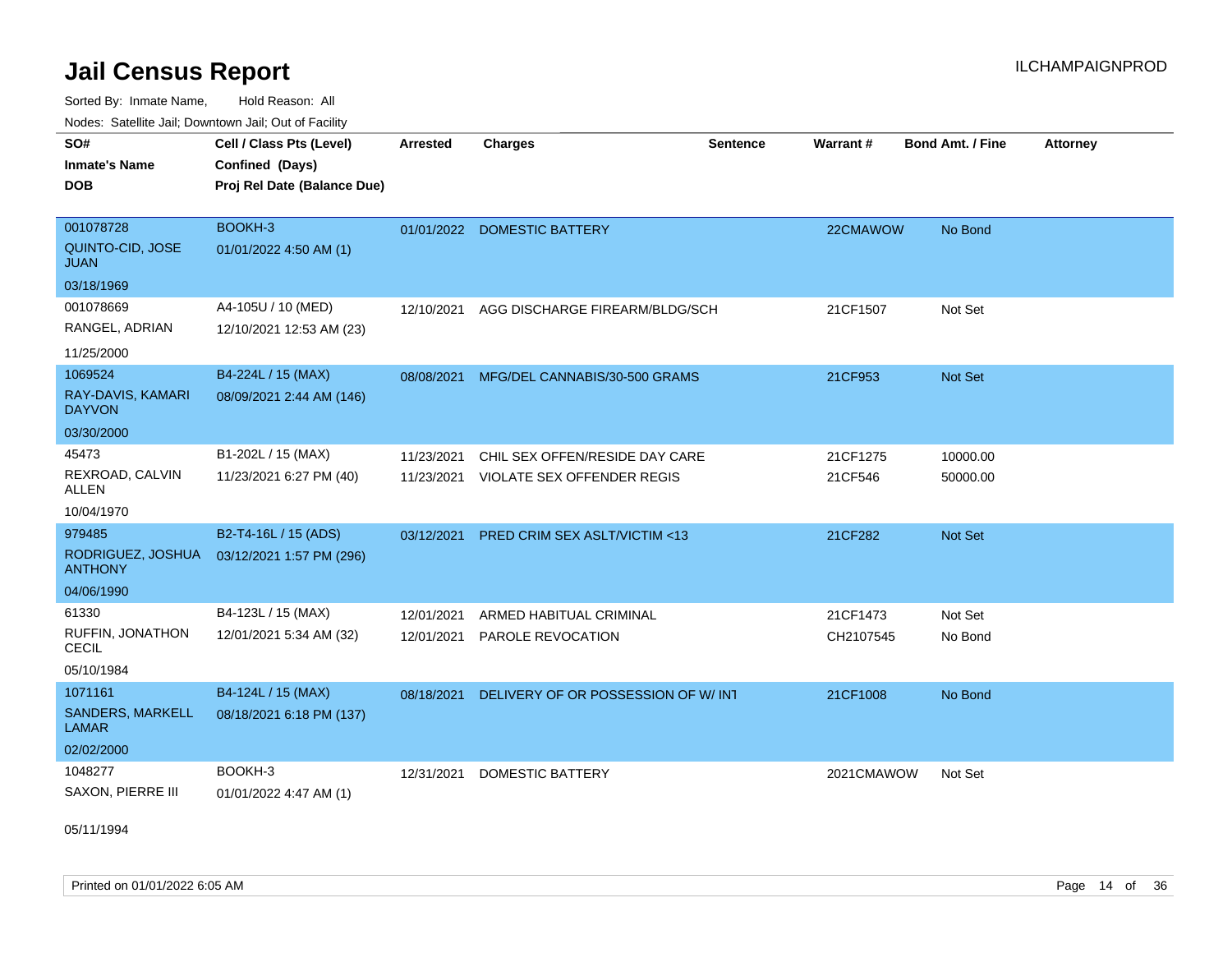# Jail Census Report

Sorted By: Inmate Name, Hold Reason: All

Nodes: Satellite Jail; Downtown Jail; Out of Facility

| SO# / Inmate's Name / DOB | Cell / Class Pts (Level) / Confined (Days) / Proj Rel Date (Balance Due) | Arrested | Charges | Sentence | Warrant # | Bond Amt. / Fine | Attorney |
|---|---|---|---|---|---|---|---|
| 001078728<br>QUINTO-CID, JOSE JUAN<br>03/18/1969 | BOOKH-3<br>01/01/2022 4:50 AM (1) | 01/01/2022 | DOMESTIC BATTERY | | 22CMAWOW | No Bond | |
| 001078669<br>RANGEL, ADRIAN<br>11/25/2000 | A4-105U / 10 (MED)<br>12/10/2021 12:53 AM (23) | 12/10/2021 | AGG DISCHARGE FIREARM/BLDG/SCH | | 21CF1507 | Not Set | |
| 1069524<br>RAY-DAVIS, KAMARI DAYVON<br>03/30/2000 | B4-224L / 15 (MAX)<br>08/09/2021 2:44 AM (146) | 08/08/2021 | MFG/DEL CANNABIS/30-500 GRAMS | | 21CF953 | Not Set | |
| 45473<br>REXROAD, CALVIN ALLEN<br>10/04/1970 | B1-202L / 15 (MAX)<br>11/23/2021 6:27 PM (40) | 11/23/2021<br>11/23/2021 | CHIL SEX OFFEN/RESIDE DAY CARE<br>VIOLATE SEX OFFENDER REGIS | | 21CF1275<br>21CF546 | 10000.00<br>50000.00 | |
| 979485<br>RODRIGUEZ, JOSHUA ANTHONY<br>04/06/1990 | B2-T4-16L / 15 (ADS)<br>03/12/2021 1:57 PM (296) | 03/12/2021 | PRED CRIM SEX ASLT/VICTIM <13 | | 21CF282 | Not Set | |
| 61330<br>RUFFIN, JONATHON CECIL<br>05/10/1984 | B4-123L / 15 (MAX)<br>12/01/2021 5:34 AM (32) | 12/01/2021<br>12/01/2021 | ARMED HABITUAL CRIMINAL<br>PAROLE REVOCATION | | 21CF1473<br>CH2107545 | Not Set<br>No Bond | |
| 1071161<br>SANDERS, MARKELL LAMAR<br>02/02/2000 | B4-124L / 15 (MAX)<br>08/18/2021 6:18 PM (137) | 08/18/2021 | DELIVERY OF OR POSSESSION OF W/ INT | | 21CF1008 | No Bond | |
| 1048277<br>SAXON, PIERRE III<br>05/11/1994 | BOOKH-3<br>01/01/2022 4:47 AM (1) | 12/31/2021 | DOMESTIC BATTERY | | 2021CMAWOW | Not Set | |

Printed on 01/01/2022 6:05 AM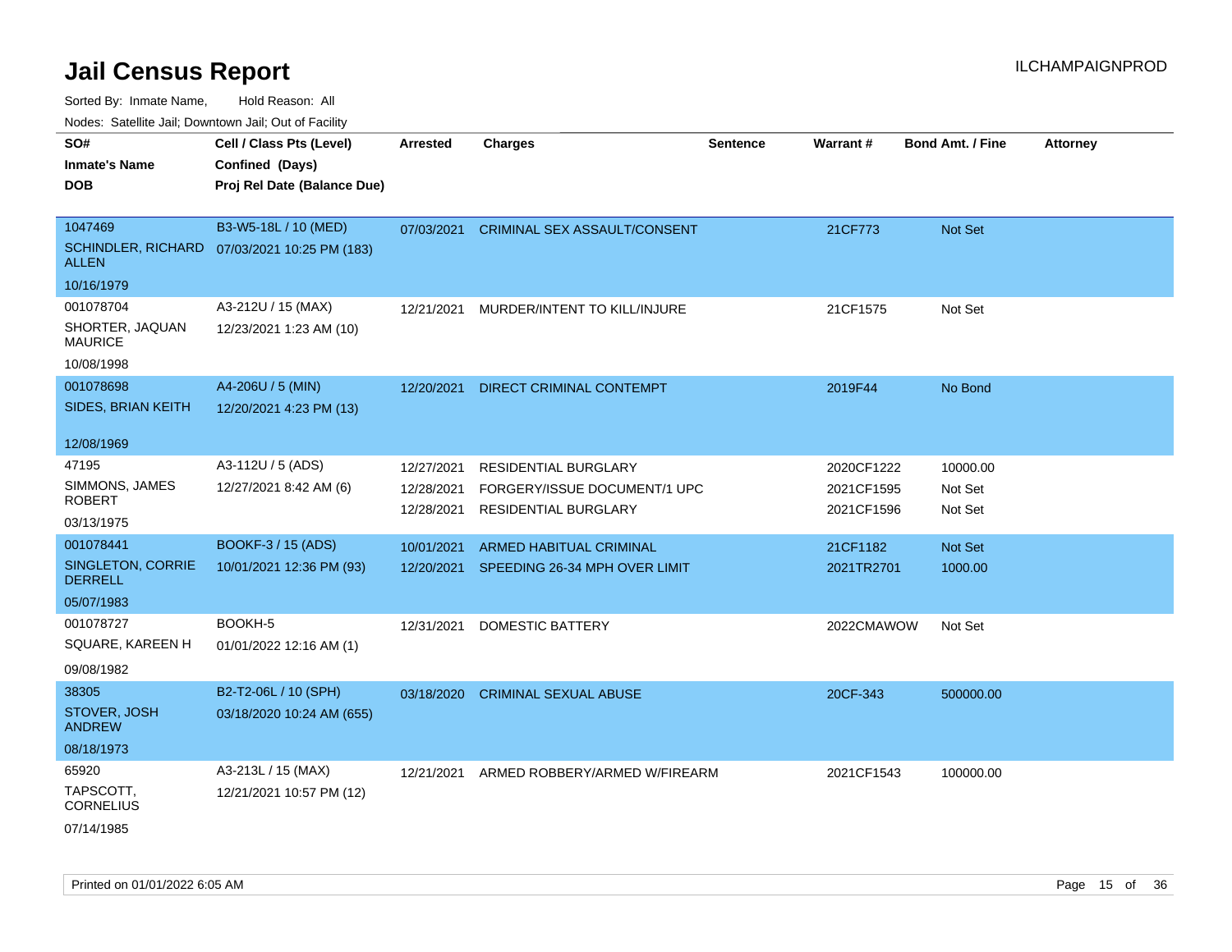# Jail Census Report

ILCHAMPAIGNPROD

Sorted By: Inmate Name, Hold Reason: All

Nodes: Satellite Jail; Downtown Jail; Out of Facility

| SO# / Inmate's Name / DOB | Cell / Class Pts (Level) / Confined (Days) / Proj Rel Date (Balance Due) | Arrested | Charges | Sentence | Warrant # | Bond Amt. / Fine | Attorney |
|---|---|---|---|---|---|---|---|
| 1047469<br>SCHINDLER, RICHARD ALLEN<br>10/16/1979 | B3-W5-18L / 10 (MED)<br>07/03/2021 10:25 PM (183) | 07/03/2021 | CRIMINAL SEX ASSAULT/CONSENT | | 21CF773 | Not Set | |
| 001078704<br>SHORTER, JAQUAN MAURICE<br>10/08/1998 | A3-212U / 15 (MAX)<br>12/23/2021 1:23 AM (10) | 12/21/2021 | MURDER/INTENT TO KILL/INJURE | | 21CF1575 | Not Set | |
| 001078698<br>SIDES, BRIAN KEITH<br>12/08/1969 | A4-206U / 5 (MIN)<br>12/20/2021 4:23 PM (13) | 12/20/2021 | DIRECT CRIMINAL CONTEMPT | | 2019F44 | No Bond | |
| 47195<br>SIMMONS, JAMES ROBERT<br>03/13/1975 | A3-112U / 5 (ADS)<br>12/27/2021 8:42 AM (6) | 12/27/2021 | RESIDENTIAL BURGLARY | | 2020CF1222 | 10000.00 | |
| | | 12/28/2021 | FORGERY/ISSUE DOCUMENT/1 UPC | | 2021CF1595 | Not Set | |
| | | 12/28/2021 | RESIDENTIAL BURGLARY | | 2021CF1596 | Not Set | |
| 001078441<br>SINGLETON, CORRIE DERRELL<br>05/07/1983 | BOOKF-3 / 15 (ADS)<br>10/01/2021 12:36 PM (93) | 10/01/2021 | ARMED HABITUAL CRIMINAL | | 21CF1182 | Not Set | |
| | | 12/20/2021 | SPEEDING 26-34 MPH OVER LIMIT | | 2021TR2701 | 1000.00 | |
| 001078727<br>SQUARE, KAREEN H<br>09/08/1982 | BOOKH-5<br>01/01/2022 12:16 AM (1) | 12/31/2021 | DOMESTIC BATTERY | | 2022CMAWOW | Not Set | |
| 38305<br>STOVER, JOSH ANDREW<br>08/18/1973 | B2-T2-06L / 10 (SPH)<br>03/18/2020 10:24 AM (655) | 03/18/2020 | CRIMINAL SEXUAL ABUSE | | 20CF-343 | 500000.00 | |
| 65920<br>TAPSCOTT, CORNELIUS<br>07/14/1985 | A3-213L / 15 (MAX)<br>12/21/2021 10:57 PM (12) | 12/21/2021 | ARMED ROBBERY/ARMED W/FIREARM | | 2021CF1543 | 100000.00 | |

Printed on 01/01/2022 6:05 AM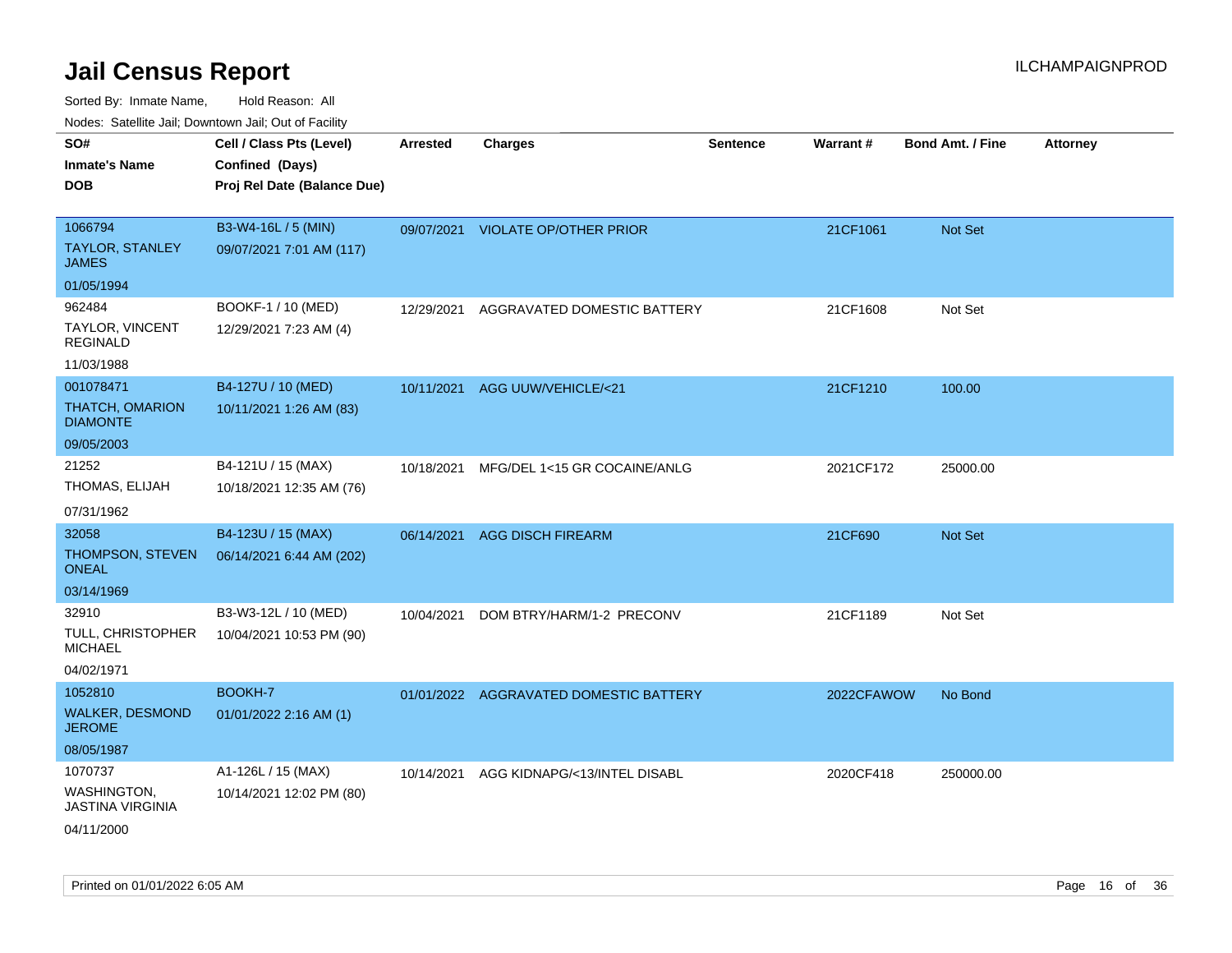# Jail Census Report

Sorted By: Inmate Name, Hold Reason: All

Nodes: Satellite Jail; Downtown Jail; Out of Facility

| SO# / Inmate's Name / DOB | Cell / Class Pts (Level) / Confined (Days) / Proj Rel Date (Balance Due) | Arrested | Charges | Sentence | Warrant # | Bond Amt. / Fine | Attorney |
|---|---|---|---|---|---|---|---|
| 1066794<br>TAYLOR, STANLEY JAMES<br>01/05/1994 | B3-W4-16L / 5 (MIN)<br>09/07/2021 7:01 AM (117) | 09/07/2021 | VIOLATE OP/OTHER PRIOR | | 21CF1061 | Not Set | |
| 962484<br>TAYLOR, VINCENT REGINALD<br>11/03/1988 | BOOKF-1 / 10 (MED)<br>12/29/2021 7:23 AM (4) | 12/29/2021 | AGGRAVATED DOMESTIC BATTERY | | 21CF1608 | Not Set | |
| 001078471<br>THATCH, OMARION DIAMONTE<br>09/05/2003 | B4-127U / 10 (MED)<br>10/11/2021 1:26 AM (83) | 10/11/2021 | AGG UUW/VEHICLE/<21 | | 21CF1210 | 100.00 | |
| 21252<br>THOMAS, ELIJAH<br>07/31/1962 | B4-121U / 15 (MAX)<br>10/18/2021 12:35 AM (76) | 10/18/2021 | MFG/DEL 1<15 GR COCAINE/ANLG | | 2021CF172 | 25000.00 | |
| 32058<br>THOMPSON, STEVEN ONEAL<br>03/14/1969 | B4-123U / 15 (MAX)<br>06/14/2021 6:44 AM (202) | 06/14/2021 | AGG DISCH FIREARM | | 21CF690 | Not Set | |
| 32910<br>TULL, CHRISTOPHER MICHAEL<br>04/02/1971 | B3-W3-12L / 10 (MED)<br>10/04/2021 10:53 PM (90) | 10/04/2021 | DOM BTRY/HARM/1-2 PRECONV | | 21CF1189 | Not Set | |
| 1052810<br>WALKER, DESMOND JEROME<br>08/05/1987 | BOOKH-7<br>01/01/2022 2:16 AM (1) | 01/01/2022 | AGGRAVATED DOMESTIC BATTERY | | 2022CFAWOW | No Bond | |
| 1070737<br>WASHINGTON, JASTINA VIRGINIA<br>04/11/2000 | A1-126L / 15 (MAX)<br>10/14/2021 12:02 PM (80) | 10/14/2021 | AGG KIDNAPG/<13/INTEL DISABL | | 2020CF418 | 250000.00 | |

Printed on 01/01/2022 6:05 AM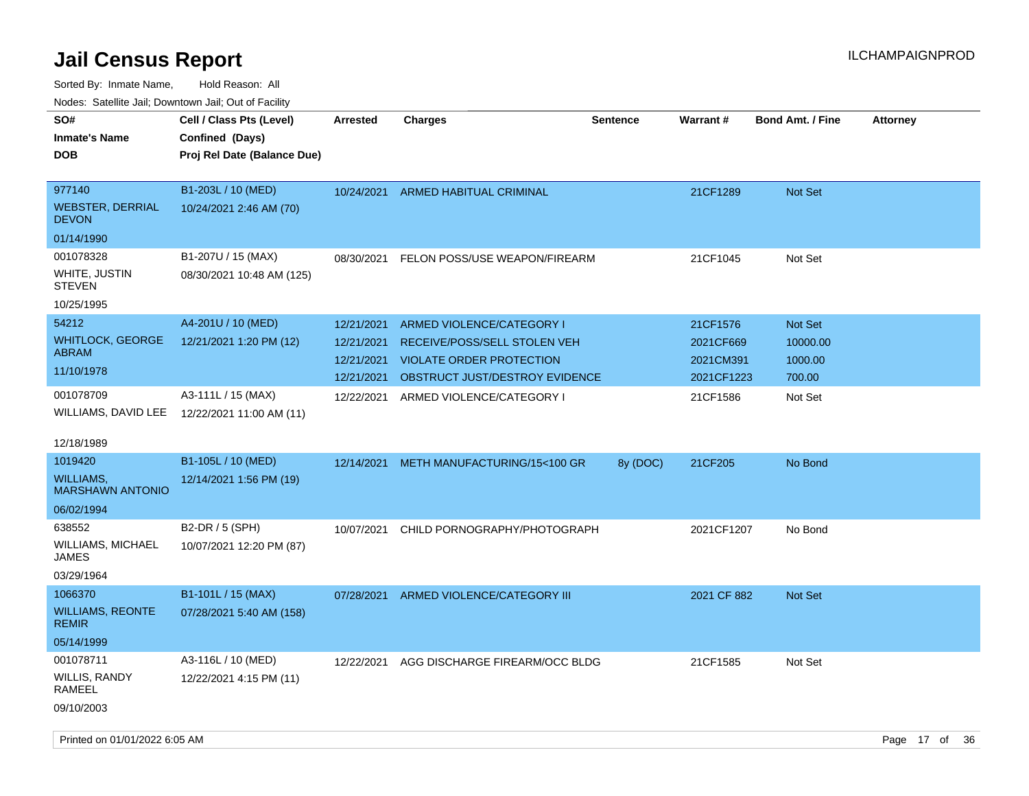# Jail Census Report

Sorted By: Inmate Name, Hold Reason: All

Nodes: Satellite Jail; Downtown Jail; Out of Facility

| SO# / Inmate's Name / DOB | Cell / Class Pts (Level) / Confined (Days) / Proj Rel Date (Balance Due) | Arrested | Charges | Sentence | Warrant # | Bond Amt. / Fine | Attorney |
|---|---|---|---|---|---|---|---|
| 977140 WEBSTER, DERRIAL DEVON 01/14/1990 | B1-203L / 10 (MED) 10/24/2021 2:46 AM (70) | 10/24/2021 | ARMED HABITUAL CRIMINAL | | 21CF1289 | Not Set | |
| 001078328 WHITE, JUSTIN STEVEN 10/25/1995 | B1-207U / 15 (MAX) 08/30/2021 10:48 AM (125) | 08/30/2021 | FELON POSS/USE WEAPON/FIREARM | | 21CF1045 | Not Set | |
| 54212 WHITLOCK, GEORGE ABRAM 11/10/1978 | A4-201U / 10 (MED) 12/21/2021 1:20 PM (12) | 12/21/2021 | ARMED VIOLENCE/CATEGORY I | | 21CF1576 | Not Set | |
| | | 12/21/2021 | RECEIVE/POSS/SELL STOLEN VEH | | 2021CF669 | 10000.00 | |
| | | 12/21/2021 | VIOLATE ORDER PROTECTION | | 2021CM391 | 1000.00 | |
| | | 12/21/2021 | OBSTRUCT JUST/DESTROY EVIDENCE | | 2021CF1223 | 700.00 | |
| 001078709 WILLIAMS, DAVID LEE 12/18/1989 | A3-111L / 15 (MAX) 12/22/2021 11:00 AM (11) | 12/22/2021 | ARMED VIOLENCE/CATEGORY I | | 21CF1586 | Not Set | |
| 1019420 WILLIAMS, MARSHAWN ANTONIO 06/02/1994 | B1-105L / 10 (MED) 12/14/2021 1:56 PM (19) | 12/14/2021 | METH MANUFACTURING/15<100 GR | 8y (DOC) | 21CF205 | No Bond | |
| 638552 WILLIAMS, MICHAEL JAMES 03/29/1964 | B2-DR / 5 (SPH) 10/07/2021 12:20 PM (87) | 10/07/2021 | CHILD PORNOGRAPHY/PHOTOGRAPH | | 2021CF1207 | No Bond | |
| 1066370 WILLIAMS, REONTE REMIR 05/14/1999 | B1-101L / 15 (MAX) 07/28/2021 5:40 AM (158) | 07/28/2021 | ARMED VIOLENCE/CATEGORY III | | 2021 CF 882 | Not Set | |
| 001078711 WILLIS, RANDY RAMEEL 09/10/2003 | A3-116L / 10 (MED) 12/22/2021 4:15 PM (11) | 12/22/2021 | AGG DISCHARGE FIREARM/OCC BLDG | | 21CF1585 | Not Set | |

Printed on 01/01/2022 6:05 AM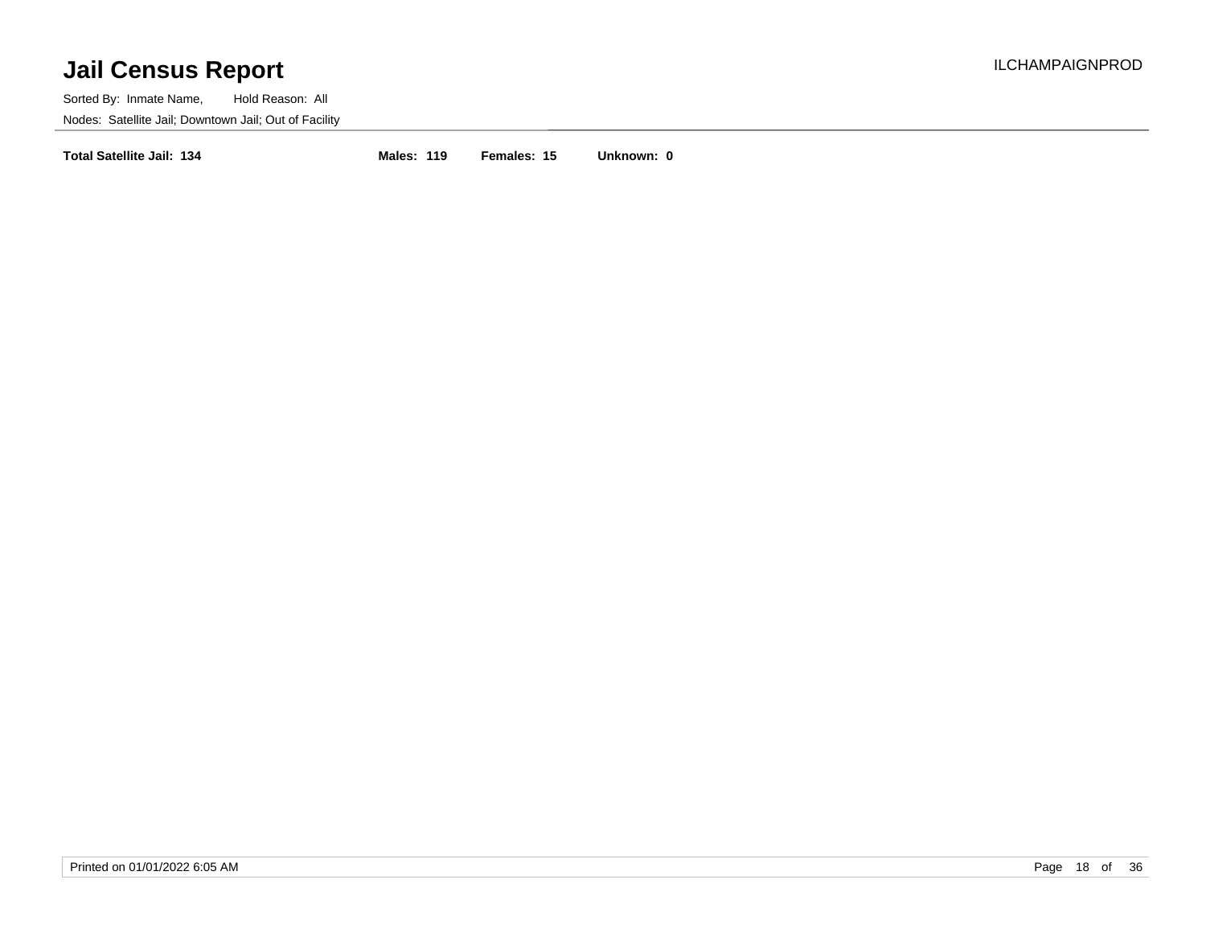**Total Satellite Jail: 134** **Males: 119** **Females: 15** **Unknown: 0**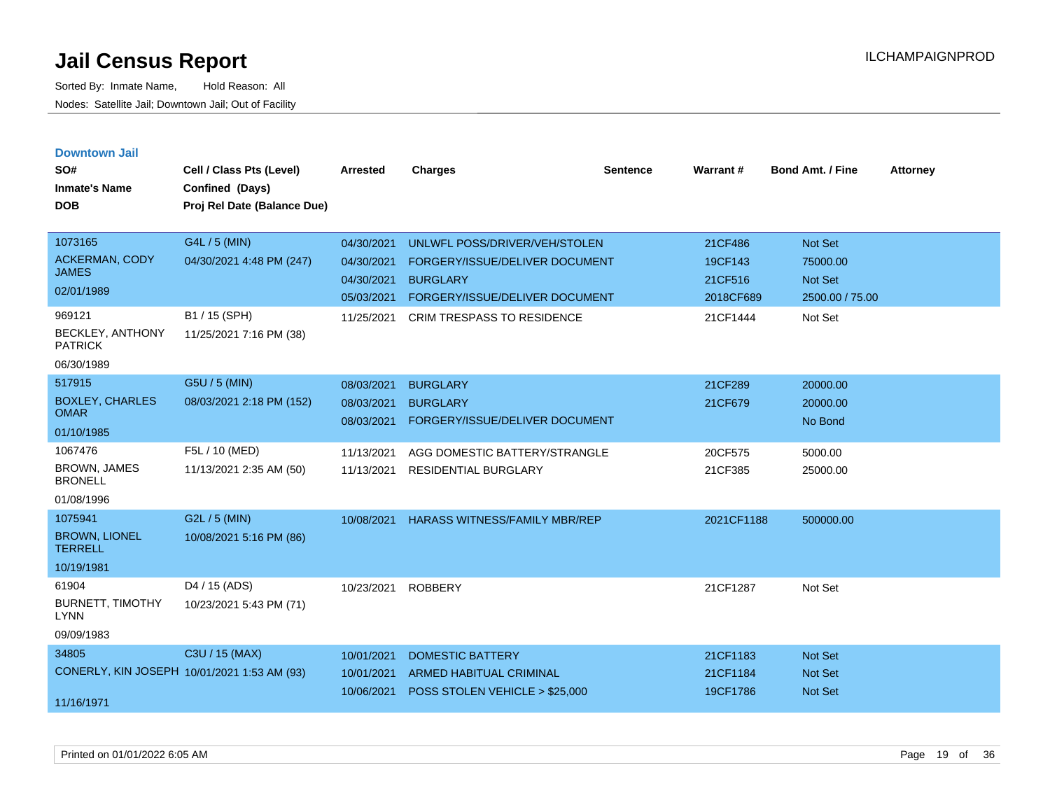# Jail Census Report

Sorted By: Inmate Name, Hold Reason: All

Nodes: Satellite Jail; Downtown Jail; Out of Facility

ILCHAMPAIGNPROD

## Downtown Jail

| SO# / Inmate's Name / DOB | Cell / Class Pts (Level) / Confined (Days) / Proj Rel Date (Balance Due) | Arrested | Charges | Sentence | Warrant # | Bond Amt. / Fine | Attorney |
|---|---|---|---|---|---|---|---|
| 1073165<br>ACKERMAN, CODY JAMES<br>02/01/1989 | G4L / 5 (MIN)<br>04/30/2021 4:48 PM (247) | 04/30/2021 | UNLWFL POSS/DRIVER/VEH/STOLEN | | 21CF486 | Not Set | |
| | | 04/30/2021 | FORGERY/ISSUE/DELIVER DOCUMENT | | 19CF143 | 75000.00 | |
| | | 04/30/2021 | BURGLARY | | 21CF516 | Not Set | |
| | | 05/03/2021 | FORGERY/ISSUE/DELIVER DOCUMENT | | 2018CF689 | 2500.00 / 75.00 | |
| 969121<br>BECKLEY, ANTHONY PATRICK<br>06/30/1989 | B1 / 15 (SPH)<br>11/25/2021 7:16 PM (38) | 11/25/2021 | CRIM TRESPASS TO RESIDENCE | | 21CF1444 | Not Set | |
| 517915<br>BOXLEY, CHARLES OMAR<br>01/10/1985 | G5U / 5 (MIN)<br>08/03/2021 2:18 PM (152) | 08/03/2021 | BURGLARY | | 21CF289 | 20000.00 | |
| | | 08/03/2021 | BURGLARY | | 21CF679 | 20000.00 | |
| | | 08/03/2021 | FORGERY/ISSUE/DELIVER DOCUMENT | | | No Bond | |
| 1067476<br>BROWN, JAMES BRONELL<br>01/08/1996 | F5L / 10 (MED)<br>11/13/2021 2:35 AM (50) | 11/13/2021 | AGG DOMESTIC BATTERY/STRANGLE | | 20CF575 | 5000.00 | |
| | | 11/13/2021 | RESIDENTIAL BURGLARY | | 21CF385 | 25000.00 | |
| 1075941<br>BROWN, LIONEL TERRELL<br>10/19/1981 | G2L / 5 (MIN)<br>10/08/2021 5:16 PM (86) | 10/08/2021 | HARASS WITNESS/FAMILY MBR/REP | | 2021CF1188 | 500000.00 | |
| 61904<br>BURNETT, TIMOTHY LYNN<br>09/09/1983 | D4 / 15 (ADS)<br>10/23/2021 5:43 PM (71) | 10/23/2021 | ROBBERY | | 21CF1287 | Not Set | |
| 34805<br>CONERLY, KIN JOSEPH<br>11/16/1971 | C3U / 15 (MAX)<br>10/01/2021 1:53 AM (93) | 10/01/2021 | DOMESTIC BATTERY | | 21CF1183 | Not Set | |
| | | 10/01/2021 | ARMED HABITUAL CRIMINAL | | 21CF1184 | Not Set | |
| | | 10/06/2021 | POSS STOLEN VEHICLE > $25,000 | | 19CF1786 | Not Set | |

Printed on 01/01/2022 6:05 AM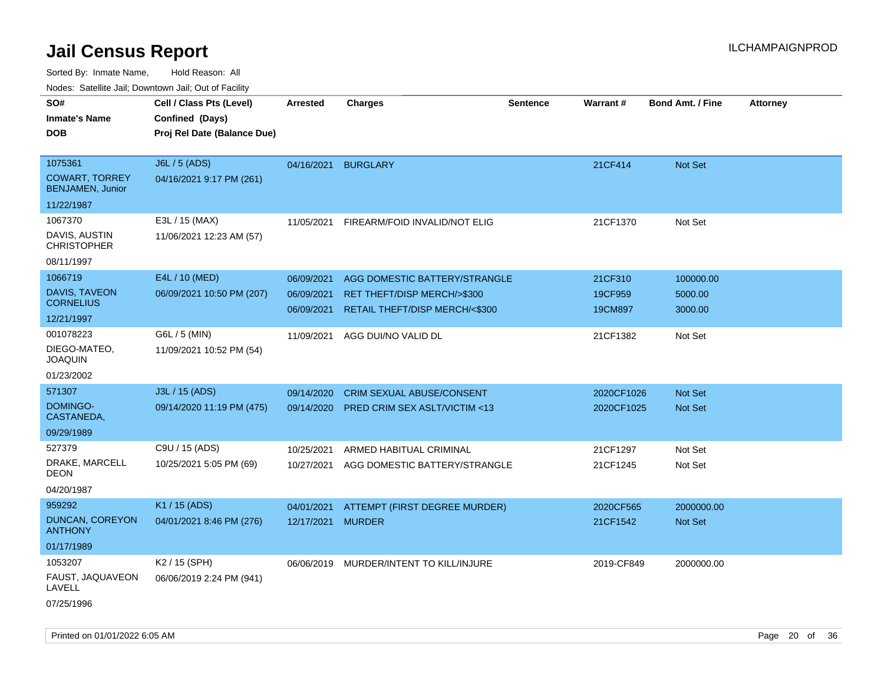# Jail Census Report

Sorted By: Inmate Name, Hold Reason: All

Nodes: Satellite Jail; Downtown Jail; Out of Facility

| SO# / Inmate's Name / DOB | Cell / Class Pts (Level) / Confined (Days) / Proj Rel Date (Balance Due) | Arrested | Charges | Sentence | Warrant # | Bond Amt. / Fine | Attorney |
|---|---|---|---|---|---|---|---|
| 1075361<br>COWART, TORREY BENJAMEN, Junior<br>11/22/1987 | J6L / 5 (ADS)<br>04/16/2021 9:17 PM (261) | 04/16/2021 | BURGLARY | | 21CF414 | Not Set | |
| 1067370<br>DAVIS, AUSTIN CHRISTOPHER<br>08/11/1997 | E3L / 15 (MAX)<br>11/06/2021 12:23 AM (57) | 11/05/2021 | FIREARM/FOID INVALID/NOT ELIG | | 21CF1370 | Not Set | |
| 1066719<br>DAVIS, TAVEON CORNELIUS<br>12/21/1997 | E4L / 10 (MED)<br>06/09/2021 10:50 PM (207) | 06/09/2021 | AGG DOMESTIC BATTERY/STRANGLE | | 21CF310 | 100000.00 | |
| | | 06/09/2021 | RET THEFT/DISP MERCH/>$300 | | 19CF959 | 5000.00 | |
| | | 06/09/2021 | RETAIL THEFT/DISP MERCH/<$300 | | 19CM897 | 3000.00 | |
| 001078223<br>DIEGO-MATEO, JOAQUIN<br>01/23/2002 | G6L / 5 (MIN)<br>11/09/2021 10:52 PM (54) | 11/09/2021 | AGG DUI/NO VALID DL | | 21CF1382 | Not Set | |
| 571307<br>DOMINGO-CASTANEDA,<br>09/29/1989 | J3L / 15 (ADS)<br>09/14/2020 11:19 PM (475) | 09/14/2020 | CRIM SEXUAL ABUSE/CONSENT | | 2020CF1026 | Not Set | |
| | | 09/14/2020 | PRED CRIM SEX ASLT/VICTIM <13 | | 2020CF1025 | Not Set | |
| 527379<br>DRAKE, MARCELL DEON<br>04/20/1987 | C9U / 15 (ADS)<br>10/25/2021 5:05 PM (69) | 10/25/2021 | ARMED HABITUAL CRIMINAL | | 21CF1297 | Not Set | |
| | | 10/27/2021 | AGG DOMESTIC BATTERY/STRANGLE | | 21CF1245 | Not Set | |
| 959292<br>DUNCAN, COREYON ANTHONY<br>01/17/1989 | K1 / 15 (ADS)<br>04/01/2021 8:46 PM (276) | 04/01/2021 | ATTEMPT (FIRST DEGREE MURDER) | | 2020CF565 | 2000000.00 | |
| | | 12/17/2021 | MURDER | | 21CF1542 | Not Set | |
| 1053207<br>FAUST, JAQUAVEON LAVELL<br>07/25/1996 | K2 / 15 (SPH)<br>06/06/2019 2:24 PM (941) | 06/06/2019 | MURDER/INTENT TO KILL/INJURE | | 2019-CF849 | 2000000.00 | |

Printed on 01/01/2022 6:05 AM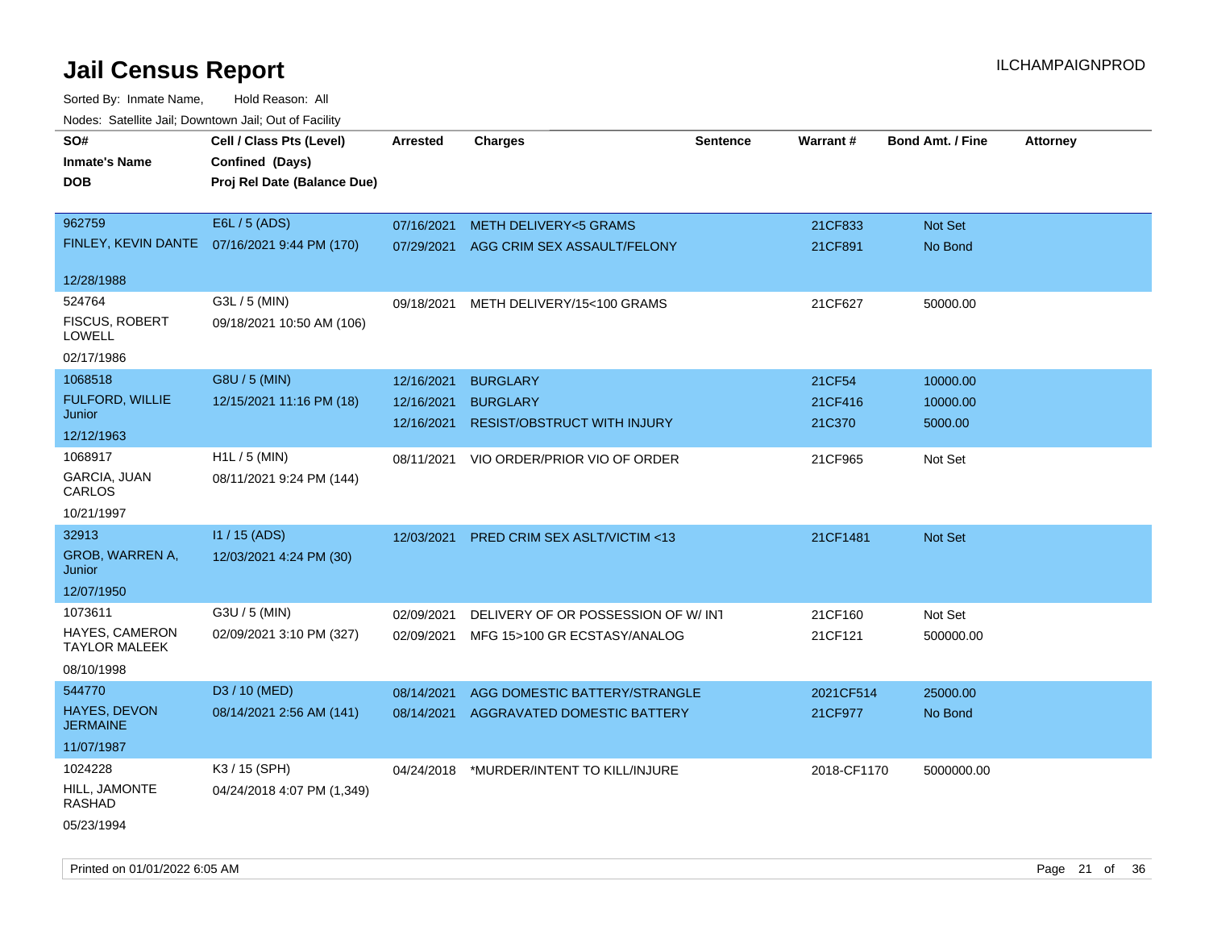# Jail Census Report

Sorted By: Inmate Name, Hold Reason: All

Nodes: Satellite Jail; Downtown Jail; Out of Facility

| SO# / Inmate's Name / DOB | Cell / Class Pts (Level) / Confined (Days) / Proj Rel Date (Balance Due) | Arrested | Charges | Sentence | Warrant # | Bond Amt. / Fine | Attorney |
|---|---|---|---|---|---|---|---|
| 962759<br>FINLEY, KEVIN DANTE<br>12/28/1988 | E6L / 5 (ADS)<br>07/16/2021 9:44 PM (170) | 07/16/2021<br>07/29/2021 | METH DELIVERY<5 GRAMS<br>AGG CRIM SEX ASSAULT/FELONY | | 21CF833<br>21CF891 | Not Set<br>No Bond | |
| 524764<br>FISCUS, ROBERT LOWELL<br>02/17/1986 | G3L / 5 (MIN)<br>09/18/2021 10:50 AM (106) | 09/18/2021 | METH DELIVERY/15<100 GRAMS | | 21CF627 | 50000.00 | |
| 1068518<br>FULFORD, WILLIE Junior<br>12/12/1963 | G8U / 5 (MIN)<br>12/15/2021 11:16 PM (18) | 12/16/2021<br>12/16/2021<br>12/16/2021 | BURGLARY<br>BURGLARY<br>RESIST/OBSTRUCT WITH INJURY | | 21CF54<br>21CF416<br>21C370 | 10000.00<br>10000.00<br>5000.00 | |
| 1068917<br>GARCIA, JUAN CARLOS<br>10/21/1997 | H1L / 5 (MIN)<br>08/11/2021 9:24 PM (144) | 08/11/2021 | VIO ORDER/PRIOR VIO OF ORDER | | 21CF965 | Not Set | |
| 32913<br>GROB, WARREN A, Junior<br>12/07/1950 | I1 / 15 (ADS)<br>12/03/2021 4:24 PM (30) | 12/03/2021 | PRED CRIM SEX ASLT/VICTIM <13 | | 21CF1481 | Not Set | |
| 1073611<br>HAYES, CAMERON TAYLOR MALEEK<br>08/10/1998 | G3U / 5 (MIN)<br>02/09/2021 3:10 PM (327) | 02/09/2021<br>02/09/2021 | DELIVERY OF OR POSSESSION OF W/ INT<br>MFG 15>100 GR ECSTASY/ANALOG | | 21CF160<br>21CF121 | Not Set<br>500000.00 | |
| 544770<br>HAYES, DEVON JERMAINE<br>11/07/1987 | D3 / 10 (MED)<br>08/14/2021 2:56 AM (141) | 08/14/2021<br>08/14/2021 | AGG DOMESTIC BATTERY/STRANGLE<br>AGGRAVATED DOMESTIC BATTERY | | 2021CF514<br>21CF977 | 25000.00<br>No Bond | |
| 1024228<br>HILL, JAMONTE RASHAD<br>05/23/1994 | K3 / 15 (SPH)<br>04/24/2018 4:07 PM (1,349) | 04/24/2018 | *MURDER/INTENT TO KILL/INJURE | | 2018-CF1170 | 5000000.00 | |

Printed on 01/01/2022 6:05 AM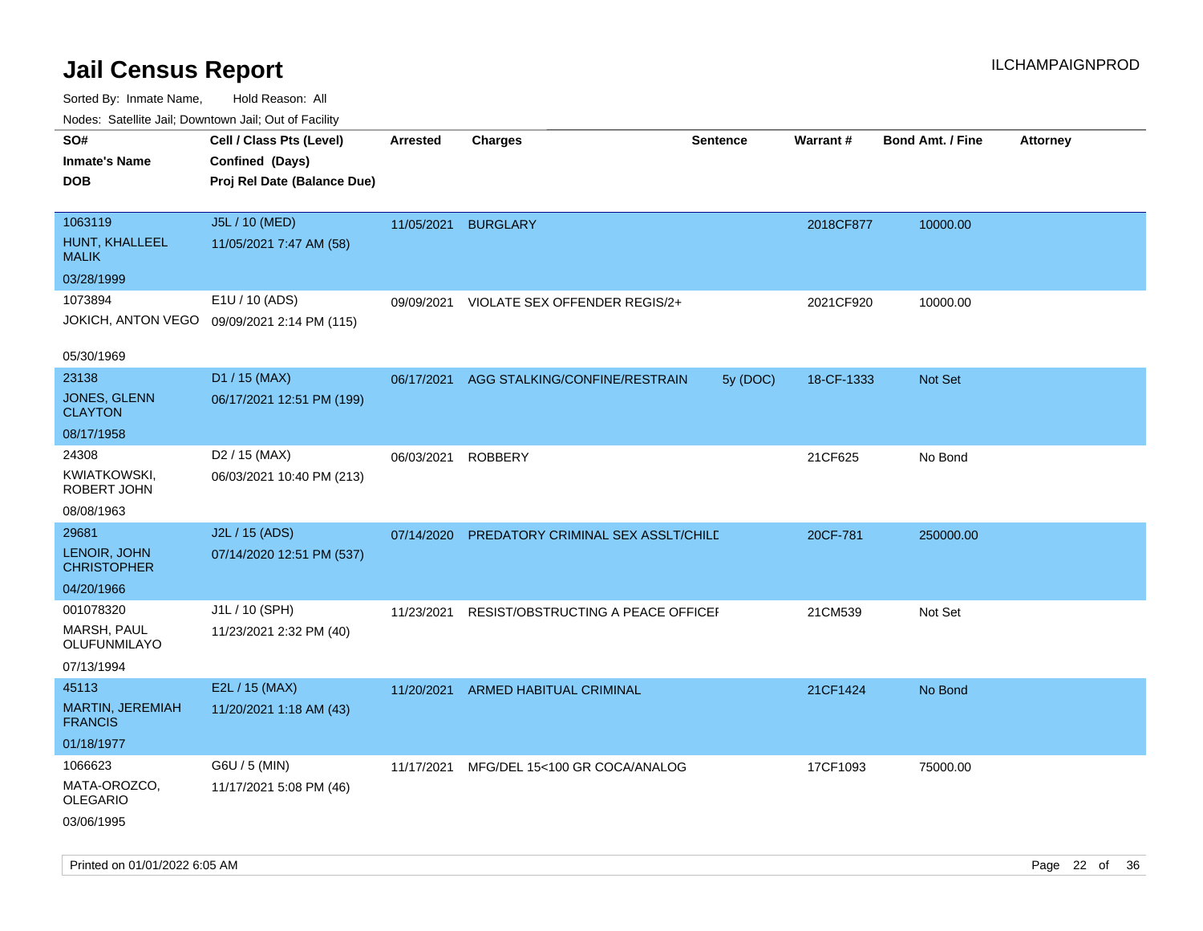# Jail Census Report

ILCHAMPAIGNPROD

Sorted By: Inmate Name, Hold Reason: All

Nodes: Satellite Jail; Downtown Jail; Out of Facility

| SO#<br>Inmate's Name<br>DOB | Cell / Class Pts (Level)<br>Confined (Days)<br>Proj Rel Date (Balance Due) | Arrested | Charges | Sentence | Warrant # | Bond Amt. / Fine | Attorney |
|---|---|---|---|---|---|---|---|
| 1063119<br>HUNT, KHALLEEL MALIK<br>03/28/1999 | J5L / 10 (MED)<br>11/05/2021 7:47 AM (58) | 11/05/2021 | BURGLARY | | 2018CF877 | 10000.00 | |
| 1073894<br>JOKICH, ANTON VEGO<br>05/30/1969 | E1U / 10 (ADS)<br>09/09/2021 2:14 PM (115) | 09/09/2021 | VIOLATE SEX OFFENDER REGIS/2+ | | 2021CF920 | 10000.00 | |
| 23138<br>JONES, GLENN CLAYTON<br>08/17/1958 | D1 / 15 (MAX)<br>06/17/2021 12:51 PM (199) | 06/17/2021 | AGG STALKING/CONFINE/RESTRAIN | 5y (DOC) | 18-CF-1333 | Not Set | |
| 24308<br>KWIATKOWSKI, ROBERT JOHN<br>08/08/1963 | D2 / 15 (MAX)<br>06/03/2021 10:40 PM (213) | 06/03/2021 | ROBBERY | | 21CF625 | No Bond | |
| 29681<br>LENOIR, JOHN CHRISTOPHER<br>04/20/1966 | J2L / 15 (ADS)<br>07/14/2020 12:51 PM (537) | 07/14/2020 | PREDATORY CRIMINAL SEX ASSLT/CHILD | | 20CF-781 | 250000.00 | |
| 001078320<br>MARSH, PAUL OLUFUNMILAYO<br>07/13/1994 | J1L / 10 (SPH)<br>11/23/2021 2:32 PM (40) | 11/23/2021 | RESIST/OBSTRUCTING A PEACE OFFICER | | 21CM539 | Not Set | |
| 45113<br>MARTIN, JEREMIAH FRANCIS<br>01/18/1977 | E2L / 15 (MAX)<br>11/20/2021 1:18 AM (43) | 11/20/2021 | ARMED HABITUAL CRIMINAL | | 21CF1424 | No Bond | |
| 1066623<br>MATA-OROZCO, OLEGARIO<br>03/06/1995 | G6U / 5 (MIN)<br>11/17/2021 5:08 PM (46) | 11/17/2021 | MFG/DEL 15<100 GR COCA/ANALOG | | 17CF1093 | 75000.00 | |

Printed on 01/01/2022 6:05 AM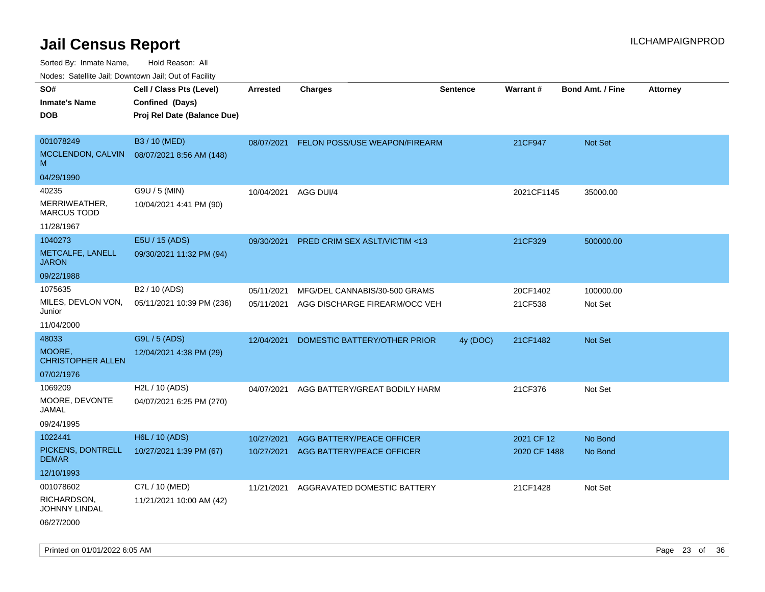# Jail Census Report

Sorted By: Inmate Name, Hold Reason: All

Nodes: Satellite Jail; Downtown Jail; Out of Facility

| SO# / Inmate's Name / DOB | Cell / Class Pts (Level) / Confined (Days) / Proj Rel Date (Balance Due) | Arrested | Charges | Sentence | Warrant # | Bond Amt. / Fine | Attorney |
|---|---|---|---|---|---|---|---|
| 001078249<br>MCCLENDON, CALVIN M<br>04/29/1990 | B3 / 10 (MED)<br>08/07/2021 8:56 AM (148) | 08/07/2021 | FELON POSS/USE WEAPON/FIREARM | | 21CF947 | Not Set | |
| 40235<br>MERRIWEATHER, MARCUS TODD<br>11/28/1967 | G9U / 5 (MIN)<br>10/04/2021 4:41 PM (90) | 10/04/2021 | AGG DUI/4 | | 2021CF1145 | 35000.00 | |
| 1040273<br>METCALFE, LANELL JARON<br>09/22/1988 | E5U / 15 (ADS)<br>09/30/2021 11:32 PM (94) | 09/30/2021 | PRED CRIM SEX ASLT/VICTIM <13 | | 21CF329 | 500000.00 | |
| 1075635<br>MILES, DEVLON VON, Junior<br>11/04/2000 | B2 / 10 (ADS)<br>05/11/2021 10:39 PM (236) | 05/11/2021<br>05/11/2021 | MFG/DEL CANNABIS/30-500 GRAMS<br>AGG DISCHARGE FIREARM/OCC VEH | | 20CF1402<br>21CF538 | 100000.00<br>Not Set | |
| 48033<br>MOORE, CHRISTOPHER ALLEN<br>07/02/1976 | G9L / 5 (ADS)<br>12/04/2021 4:38 PM (29) | 12/04/2021 | DOMESTIC BATTERY/OTHER PRIOR | 4y (DOC) | 21CF1482 | Not Set | |
| 1069209<br>MOORE, DEVONTE JAMAL<br>09/24/1995 | H2L / 10 (ADS)<br>04/07/2021 6:25 PM (270) | 04/07/2021 | AGG BATTERY/GREAT BODILY HARM | | 21CF376 | Not Set | |
| 1022441<br>PICKENS, DONTRELL DEMAR<br>12/10/1993 | H6L / 10 (ADS)<br>10/27/2021 1:39 PM (67) | 10/27/2021<br>10/27/2021 | AGG BATTERY/PEACE OFFICER<br>AGG BATTERY/PEACE OFFICER | | 2021 CF 12<br>2020 CF 1488 | No Bond<br>No Bond | |
| 001078602<br>RICHARDSON, JOHNNY LINDAL<br>06/27/2000 | C7L / 10 (MED)<br>11/21/2021 10:00 AM (42) | 11/21/2021 | AGGRAVATED DOMESTIC BATTERY | | 21CF1428 | Not Set | |

Printed on 01/01/2022 6:05 AM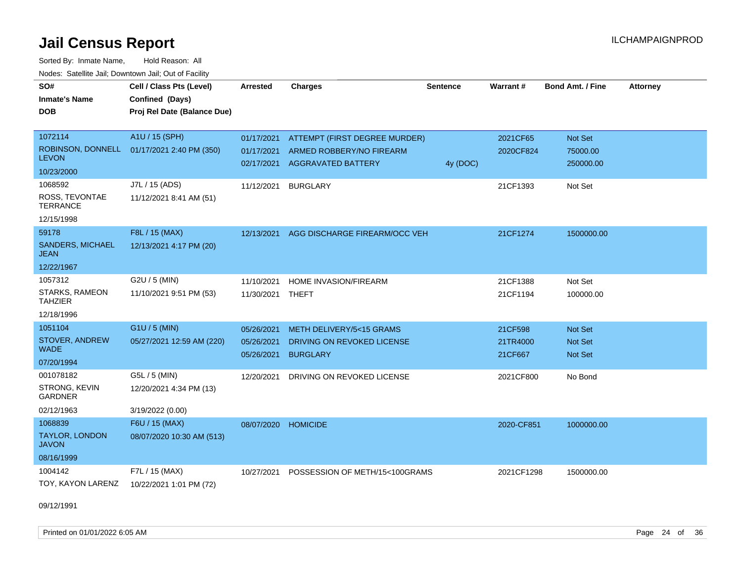# Jail Census Report

ILCHAMPAIGNPROD

Sorted By: Inmate Name, Hold Reason: All

Nodes: Satellite Jail; Downtown Jail; Out of Facility

| SO#<br>Inmate's Name<br>DOB | Cell / Class Pts (Level)<br>Confined (Days)<br>Proj Rel Date (Balance Due) | Arrested | Charges | Sentence | Warrant # | Bond Amt. / Fine | Attorney |
|---|---|---|---|---|---|---|---|
| 1072114<br>ROBINSON, DONNELL LEVON<br>10/23/2000 | A1U / 15 (SPH)<br>01/17/2021 2:40 PM (350) | 01/17/2021<br>01/17/2021<br>02/17/2021 | ATTEMPT (FIRST DEGREE MURDER)<br>ARMED ROBBERY/NO FIREARM<br>AGGRAVATED BATTERY | <br><br>4y (DOC) | 2021CF65<br>2020CF824 | Not Set<br>75000.00<br>250000.00 | |
| 1068592<br>ROSS, TEVONTAE TERRANCE<br>12/15/1998 | J7L / 15 (ADS)<br>11/12/2021 8:41 AM (51) | 11/12/2021 | BURGLARY | | 21CF1393 | Not Set | |
| 59178<br>SANDERS, MICHAEL JEAN<br>12/22/1967 | F8L / 15 (MAX)<br>12/13/2021 4:17 PM (20) | 12/13/2021 | AGG DISCHARGE FIREARM/OCC VEH | | 21CF1274 | 1500000.00 | |
| 1057312<br>STARKS, RAMEON TAHZIER<br>12/18/1996 | G2U / 5 (MIN)<br>11/10/2021 9:51 PM (53) | 11/10/2021<br>11/30/2021 | HOME INVASION/FIREARM<br>THEFT | | 21CF1388<br>21CF1194 | Not Set<br>100000.00 | |
| 1051104<br>STOVER, ANDREW WADE<br>07/20/1994 | G1U / 5 (MIN)<br>05/27/2021 12:59 AM (220) | 05/26/2021<br>05/26/2021<br>05/26/2021 | METH DELIVERY/5<15 GRAMS<br>DRIVING ON REVOKED LICENSE<br>BURGLARY | | 21CF598<br>21TR4000<br>21CF667 | Not Set<br>Not Set<br>Not Set | |
| 001078182<br>STRONG, KEVIN GARDNER<br>02/12/1963 | G5L / 5 (MIN)<br>12/20/2021 4:34 PM (13)<br>3/19/2022 (0.00) | 12/20/2021 | DRIVING ON REVOKED LICENSE | | 2021CF800 | No Bond | |
| 1068839<br>TAYLOR, LONDON JAVON<br>08/16/1999 | F6U / 15 (MAX)<br>08/07/2020 10:30 AM (513) | 08/07/2020 | HOMICIDE | | 2020-CF851 | 1000000.00 | |
| 1004142<br>TOY, KAYON LARENZ<br>09/12/1991 | F7L / 15 (MAX)<br>10/22/2021 1:01 PM (72) | 10/27/2021 | POSSESSION OF METH/15<100GRAMS | | 2021CF1298 | 1500000.00 | |

Printed on 01/01/2022 6:05 AM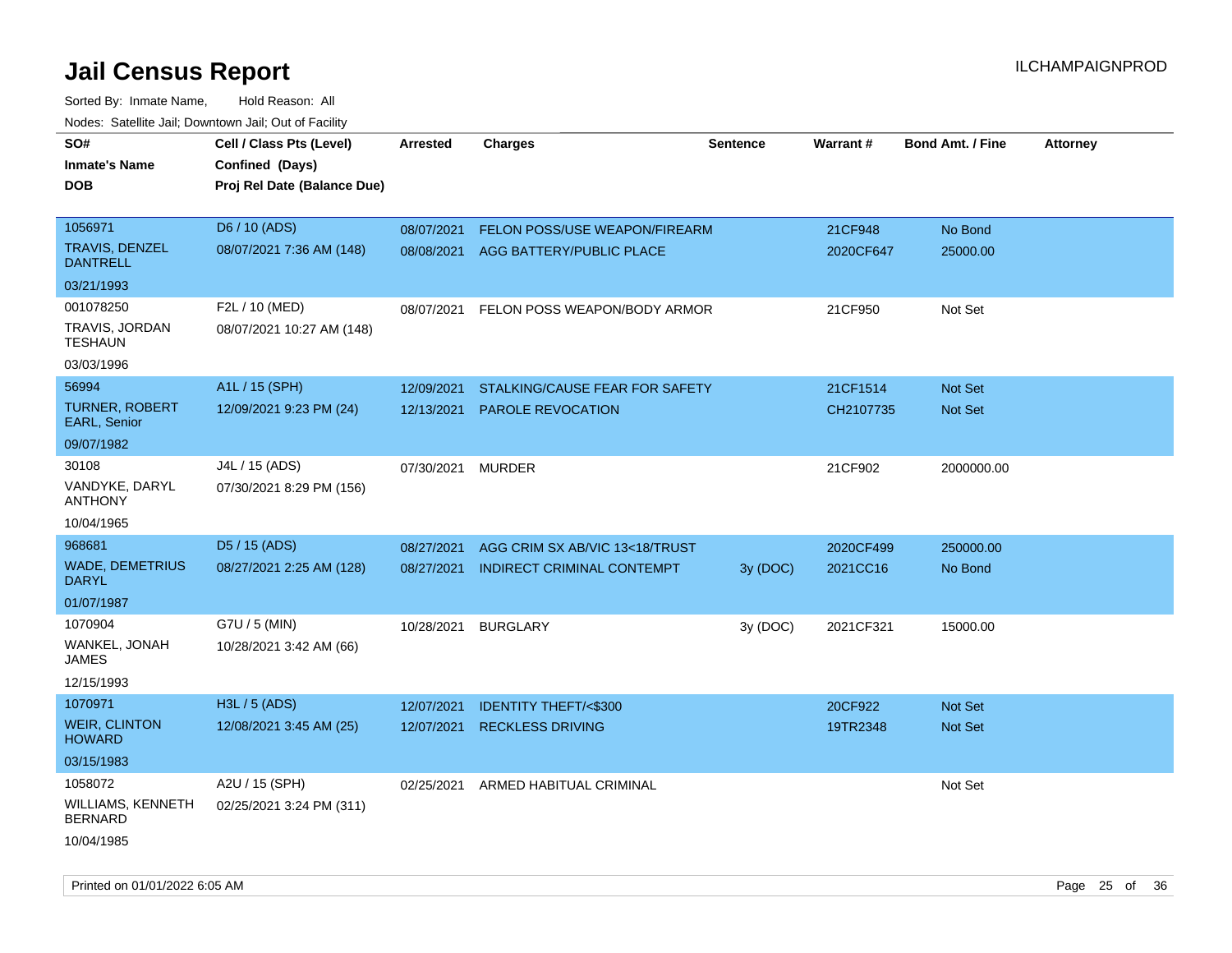# Jail Census Report

ILCHAMPAIGNPROD

Sorted By: Inmate Name, Hold Reason: All

Nodes: Satellite Jail; Downtown Jail; Out of Facility

| SO# / Inmate's Name / DOB | Cell / Class Pts (Level) / Confined (Days) / Proj Rel Date (Balance Due) | Arrested | Charges | Sentence | Warrant # | Bond Amt. / Fine | Attorney |
|---|---|---|---|---|---|---|---|
| 1056971<br>TRAVIS, DENZEL DANTRELL<br>03/21/1993 | D6 / 10 (ADS)<br>08/07/2021 7:36 AM (148) | 08/07/2021 | FELON POSS/USE WEAPON/FIREARM | | 21CF948 | No Bond | |
| | | 08/08/2021 | AGG BATTERY/PUBLIC PLACE | | 2020CF647 | 25000.00 | |
| 001078250<br>TRAVIS, JORDAN TESHAUN<br>03/03/1996 | F2L / 10 (MED)<br>08/07/2021 10:27 AM (148) | 08/07/2021 | FELON POSS WEAPON/BODY ARMOR | | 21CF950 | Not Set | |
| 56994<br>TURNER, ROBERT EARL, Senior<br>09/07/1982 | A1L / 15 (SPH)<br>12/09/2021 9:23 PM (24) | 12/09/2021 | STALKING/CAUSE FEAR FOR SAFETY | | 21CF1514 | Not Set | |
| | | 12/13/2021 | PAROLE REVOCATION | | CH2107735 | Not Set | |
| 30108<br>VANDYKE, DARYL ANTHONY<br>10/04/1965 | J4L / 15 (ADS)<br>07/30/2021 8:29 PM (156) | 07/30/2021 | MURDER | | 21CF902 | 2000000.00 | |
| 968681<br>WADE, DEMETRIUS DARYL<br>01/07/1987 | D5 / 15 (ADS)<br>08/27/2021 2:25 AM (128) | 08/27/2021 | AGG CRIM SX AB/VIC 13<18/TRUST | | 2020CF499 | 250000.00 | |
| | | 08/27/2021 | INDIRECT CRIMINAL CONTEMPT | 3y (DOC) | 2021CC16 | No Bond | |
| 1070904<br>WANKEL, JONAH JAMES<br>12/15/1993 | G7U / 5 (MIN)<br>10/28/2021 3:42 AM (66) | 10/28/2021 | BURGLARY | 3y (DOC) | 2021CF321 | 15000.00 | |
| 1070971<br>WEIR, CLINTON HOWARD<br>03/15/1983 | H3L / 5 (ADS)<br>12/08/2021 3:45 AM (25) | 12/07/2021 | IDENTITY THEFT/<$300 | | 20CF922 | Not Set | |
| | | 12/07/2021 | RECKLESS DRIVING | | 19TR2348 | Not Set | |
| 1058072<br>WILLIAMS, KENNETH BERNARD<br>10/04/1985 | A2U / 15 (SPH)<br>02/25/2021 3:24 PM (311) | 02/25/2021 | ARMED HABITUAL CRIMINAL | | | Not Set | |

Printed on 01/01/2022 6:05 AM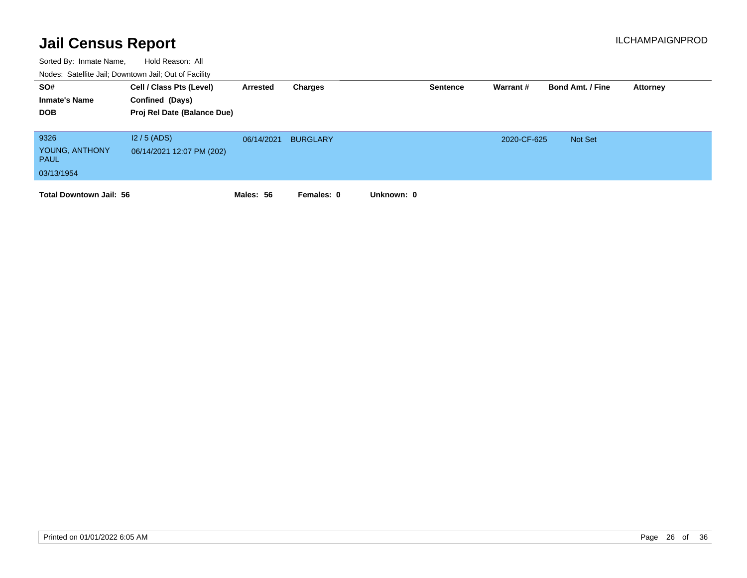# Jail Census Report

ILCHAMPAIGNPROD

Sorted By: Inmate Name, Hold Reason: All

Nodes: Satellite Jail; Downtown Jail; Out of Facility

| SO# / Inmate's Name / DOB | Cell / Class Pts (Level) / Confined (Days) / Proj Rel Date (Balance Due) | Arrested | Charges | Sentence | Warrant # | Bond Amt. / Fine | Attorney |
|---|---|---|---|---|---|---|---|
| 9326 YOUNG, ANTHONY PAUL 03/13/1954 | I2 / 5 (ADS) 06/14/2021 12:07 PM (202) | 06/14/2021 | BURGLARY | | 2020-CF-625 | Not Set | |

**Total Downtown Jail: 56** **Males: 56** **Females: 0** **Unknown: 0**

Printed on 01/01/2022 6:05 AM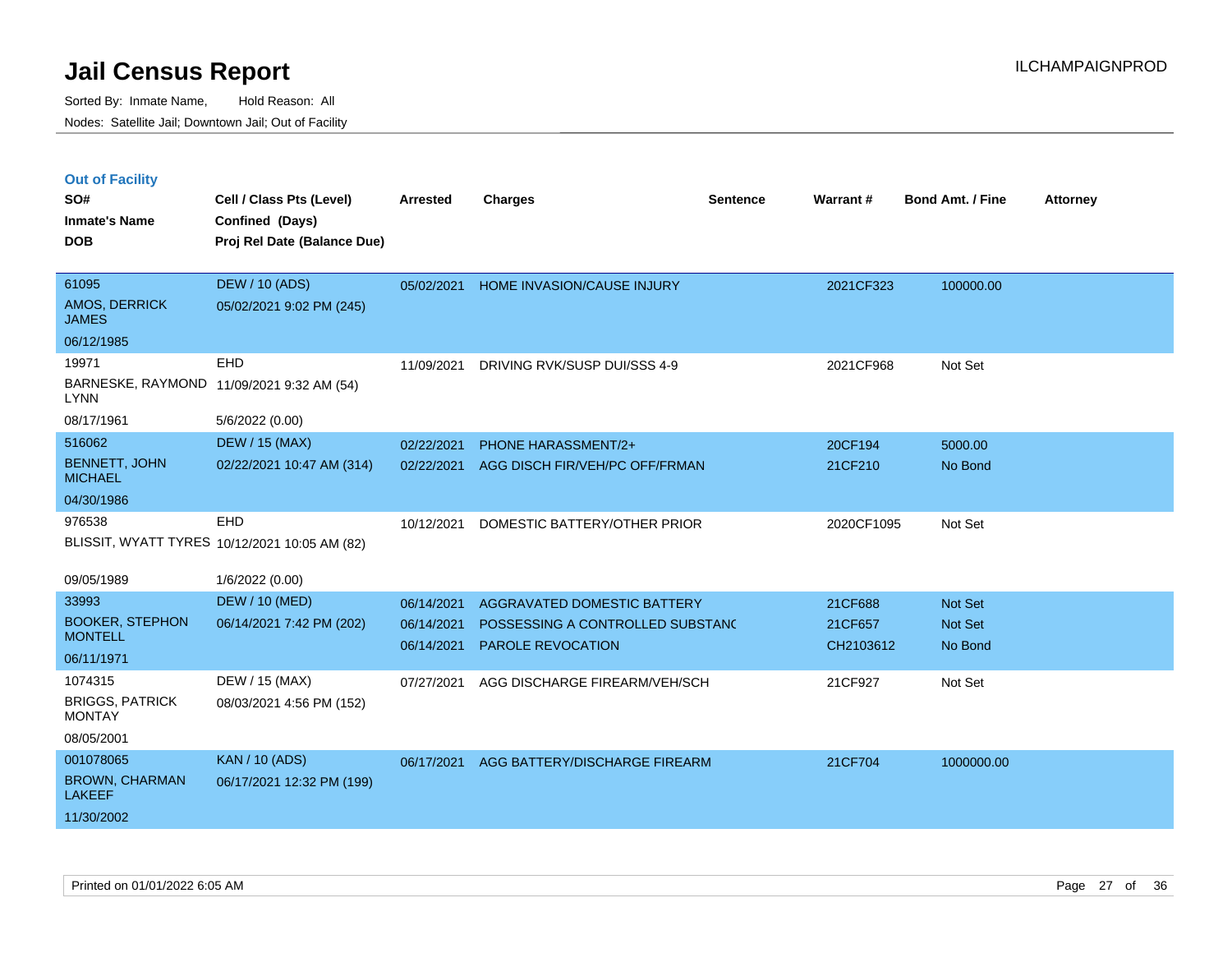# Jail Census Report

ILCHAMPAIGNPROD

Sorted By: Inmate Name, Hold Reason: All
Nodes: Satellite Jail; Downtown Jail; Out of Facility

## Out of Facility

| SO# / Inmate's Name / DOB | Cell / Class Pts (Level) / Confined (Days) / Proj Rel Date (Balance Due) | Arrested | Charges | Sentence | Warrant # | Bond Amt. / Fine | Attorney |
|---|---|---|---|---|---|---|---|
| 61095<br>AMOS, DERRICK JAMES<br>06/12/1985 | DEW / 10 (ADS)<br>05/02/2021 9:02 PM (245) | 05/02/2021 | HOME INVASION/CAUSE INJURY | | 2021CF323 | 100000.00 | |
| 19971<br>BARNESKE, RAYMOND LYNN<br>08/17/1961 | EHD<br>11/09/2021 9:32 AM (54)<br>5/6/2022 (0.00) | 11/09/2021 | DRIVING RVK/SUSP DUI/SSS 4-9 | | 2021CF968 | Not Set | |
| 516062<br>BENNETT, JOHN MICHAEL<br>04/30/1986 | DEW / 15 (MAX)<br>02/22/2021 10:47 AM (314) | 02/22/2021<br>02/22/2021 | PHONE HARASSMENT/2+<br>AGG DISCH FIR/VEH/PC OFF/FRMAN | | 20CF194<br>21CF210 | 5000.00<br>No Bond | |
| 976538<br>BLISSIT, WYATT TYRES<br>09/05/1989 | EHD<br>10/12/2021 10:05 AM (82)<br>1/6/2022 (0.00) | 10/12/2021 | DOMESTIC BATTERY/OTHER PRIOR | | 2020CF1095 | Not Set | |
| 33993<br>BOOKER, STEPHON MONTELL<br>06/11/1971 | DEW / 10 (MED)<br>06/14/2021 7:42 PM (202) | 06/14/2021<br>06/14/2021<br>06/14/2021 | AGGRAVATED DOMESTIC BATTERY<br>POSSESSING A CONTROLLED SUBSTANC<br>PAROLE REVOCATION | | 21CF688<br>21CF657<br>CH2103612 | Not Set<br>Not Set<br>No Bond | |
| 1074315<br>BRIGGS, PATRICK MONTAY<br>08/05/2001 | DEW / 15 (MAX)<br>08/03/2021 4:56 PM (152) | 07/27/2021 | AGG DISCHARGE FIREARM/VEH/SCH | | 21CF927 | Not Set | |
| 001078065<br>BROWN, CHARMAN LAKEEF<br>11/30/2002 | KAN / 10 (ADS)<br>06/17/2021 12:32 PM (199) | 06/17/2021 | AGG BATTERY/DISCHARGE FIREARM | | 21CF704 | 1000000.00 | |

Printed on 01/01/2022 6:05 AM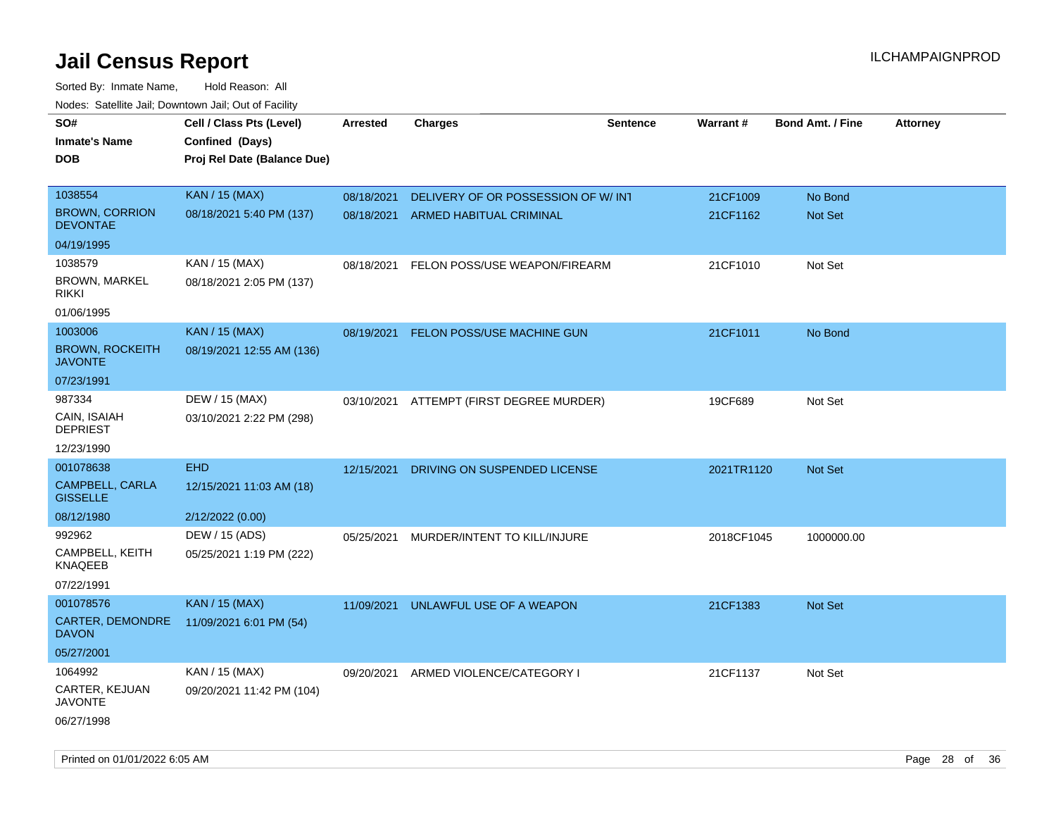# Jail Census Report

ILCHAMPAIGNPROD

Sorted By: Inmate Name, Hold Reason: All

Nodes: Satellite Jail; Downtown Jail; Out of Facility

| SO# / Inmate's Name / DOB | Cell / Class Pts (Level) / Confined (Days) / Proj Rel Date (Balance Due) | Arrested | Charges | Sentence | Warrant # | Bond Amt. / Fine | Attorney |
|---|---|---|---|---|---|---|---|
| 1038554<br>BROWN, CORRION DEVONTAE<br>04/19/1995 | KAN / 15 (MAX)<br>08/18/2021 5:40 PM (137) | 08/18/2021<br>08/18/2021 | DELIVERY OF OR POSSESSION OF W/ INT<br>ARMED HABITUAL CRIMINAL | | 21CF1009<br>21CF1162 | No Bond<br>Not Set | |
| 1038579<br>BROWN, MARKEL RIKKI<br>01/06/1995 | KAN / 15 (MAX)<br>08/18/2021 2:05 PM (137) | 08/18/2021 | FELON POSS/USE WEAPON/FIREARM | | 21CF1010 | Not Set | |
| 1003006<br>BROWN, ROCKEITH JAVONTE<br>07/23/1991 | KAN / 15 (MAX)<br>08/19/2021 12:55 AM (136) | 08/19/2021 | FELON POSS/USE MACHINE GUN | | 21CF1011 | No Bond | |
| 987334<br>CAIN, ISAIAH DEPRIEST<br>12/23/1990 | DEW / 15 (MAX)<br>03/10/2021 2:22 PM (298) | 03/10/2021 | ATTEMPT (FIRST DEGREE MURDER) | | 19CF689 | Not Set | |
| 001078638<br>CAMPBELL, CARLA GISSELLE<br>08/12/1980 | EHD<br>12/15/2021 11:03 AM (18)<br>2/12/2022 (0.00) | 12/15/2021 | DRIVING ON SUSPENDED LICENSE | | 2021TR1120 | Not Set | |
| 992962<br>CAMPBELL, KEITH KNAQEEB<br>07/22/1991 | DEW / 15 (ADS)<br>05/25/2021 1:19 PM (222) | 05/25/2021 | MURDER/INTENT TO KILL/INJURE | | 2018CF1045 | 1000000.00 | |
| 001078576<br>CARTER, DEMONDRE DAVON<br>05/27/2001 | KAN / 15 (MAX)<br>11/09/2021 6:01 PM (54) | 11/09/2021 | UNLAWFUL USE OF A WEAPON | | 21CF1383 | Not Set | |
| 1064992<br>CARTER, KEJUAN JAVONTE<br>06/27/1998 | KAN / 15 (MAX)<br>09/20/2021 11:42 PM (104) | 09/20/2021 | ARMED VIOLENCE/CATEGORY I | | 21CF1137 | Not Set | |

Printed on 01/01/2022 6:05 AM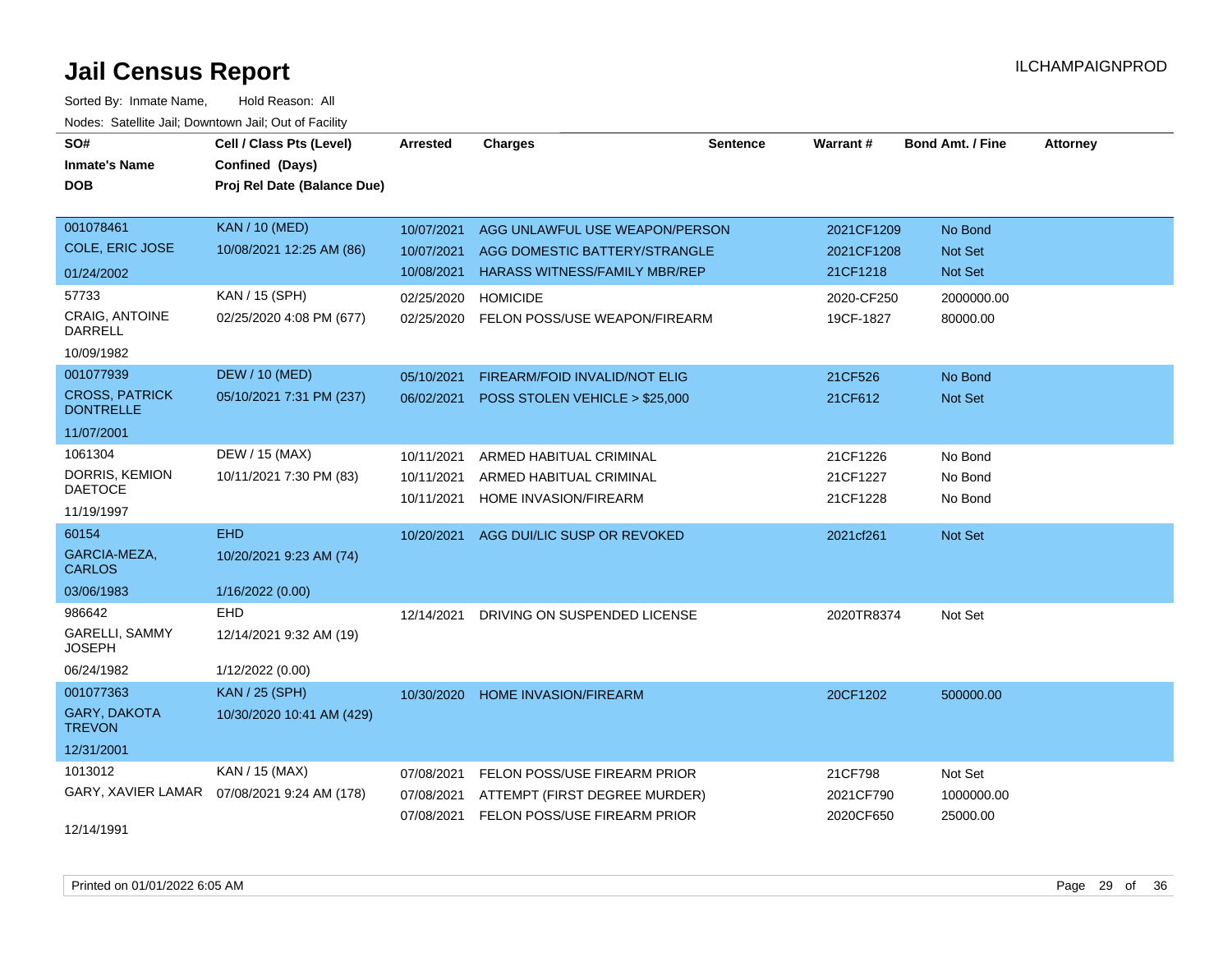# Jail Census Report

Sorted By: Inmate Name, Hold Reason: All

Nodes: Satellite Jail; Downtown Jail; Out of Facility

| SO# / Inmate's Name / DOB | Cell / Class Pts (Level) / Confined (Days) / Proj Rel Date (Balance Due) | Arrested | Charges | Sentence | Warrant # | Bond Amt. / Fine | Attorney |
|---|---|---|---|---|---|---|---|
| 001078461<br>COLE, ERIC JOSE<br>01/24/2002 | KAN / 10 (MED)<br>10/08/2021 12:25 AM (86) | 10/07/2021<br>10/07/2021<br>10/08/2021 | AGG UNLAWFUL USE WEAPON/PERSON<br>AGG DOMESTIC BATTERY/STRANGLE<br>HARASS WITNESS/FAMILY MBR/REP | | 2021CF1209<br>2021CF1208<br>21CF1218 | No Bond<br>Not Set<br>Not Set | |
| 57733<br>CRAIG, ANTOINE DARRELL<br>10/09/1982 | KAN / 15 (SPH)<br>02/25/2020 4:08 PM (677) | 02/25/2020<br>02/25/2020 | HOMICIDE<br>FELON POSS/USE WEAPON/FIREARM | | 2020-CF250<br>19CF-1827 | 2000000.00<br>80000.00 | |
| 001077939<br>CROSS, PATRICK DONTRELLE<br>11/07/2001 | DEW / 10 (MED)<br>05/10/2021 7:31 PM (237) | 05/10/2021<br>06/02/2021 | FIREARM/FOID INVALID/NOT ELIG<br>POSS STOLEN VEHICLE > $25,000 | | 21CF526<br>21CF612 | No Bond<br>Not Set | |
| 1061304<br>DORRIS, KEMION DAETOCE<br>11/19/1997 | DEW / 15 (MAX)<br>10/11/2021 7:30 PM (83) | 10/11/2021<br>10/11/2021<br>10/11/2021 | ARMED HABITUAL CRIMINAL<br>ARMED HABITUAL CRIMINAL<br>HOME INVASION/FIREARM | | 21CF1226<br>21CF1227<br>21CF1228 | No Bond<br>No Bond<br>No Bond | |
| 60154<br>GARCIA-MEZA, CARLOS<br>03/06/1983 | EHD<br>10/20/2021 9:23 AM (74)<br>1/16/2022 (0.00) | 10/20/2021 | AGG DUI/LIC SUSP OR REVOKED | | 2021cf261 | Not Set | |
| 986642<br>GARELLI, SAMMY JOSEPH<br>06/24/1982 | EHD<br>12/14/2021 9:32 AM (19)<br>1/12/2022 (0.00) | 12/14/2021 | DRIVING ON SUSPENDED LICENSE | | 2020TR8374 | Not Set | |
| 001077363<br>GARY, DAKOTA TREVON<br>12/31/2001 | KAN / 25 (SPH)<br>10/30/2020 10:41 AM (429) | 10/30/2020 | HOME INVASION/FIREARM | | 20CF1202 | 500000.00 | |
| 1013012<br>GARY, XAVIER LAMAR<br>12/14/1991 | KAN / 15 (MAX)<br>07/08/2021 9:24 AM (178) | 07/08/2021<br>07/08/2021<br>07/08/2021 | FELON POSS/USE FIREARM PRIOR<br>ATTEMPT (FIRST DEGREE MURDER)<br>FELON POSS/USE FIREARM PRIOR | | 21CF798<br>2021CF790<br>2020CF650 | Not Set<br>1000000.00<br>25000.00 | |

Printed on 01/01/2022 6:05 AM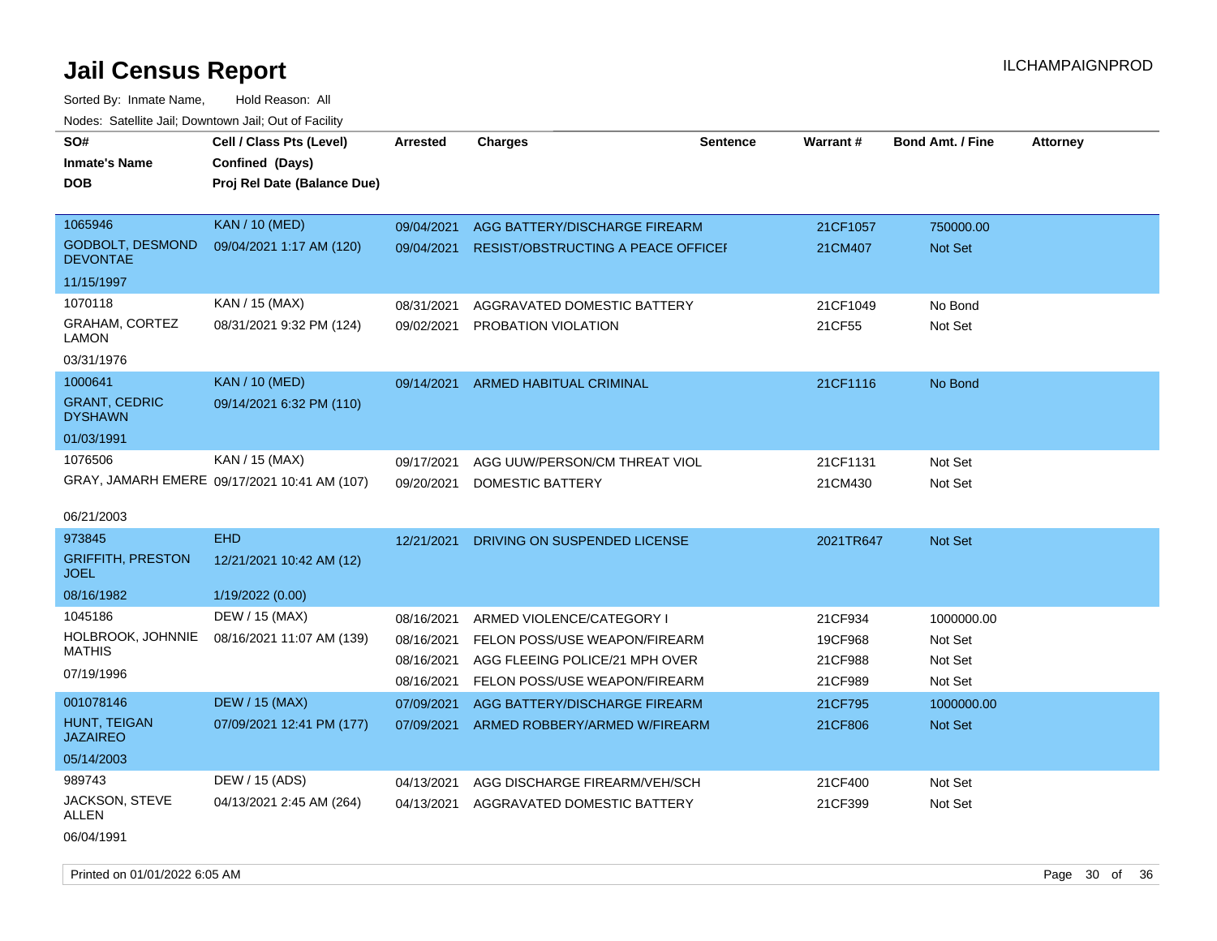# Jail Census Report

ILCHAMPAIGNPROD

Sorted By: Inmate Name, Hold Reason: All

Nodes: Satellite Jail; Downtown Jail; Out of Facility

| SO# / Inmate's Name / DOB | Cell / Class Pts (Level) / Confined (Days) / Proj Rel Date (Balance Due) | Arrested | Charges | Sentence | Warrant # | Bond Amt. / Fine | Attorney |
|---|---|---|---|---|---|---|---|
| 1065946 GODBOLT, DESMOND DEVONTAE 11/15/1997 | KAN / 10 (MED) 09/04/2021 1:17 AM (120) | 09/04/2021 | AGG BATTERY/DISCHARGE FIREARM | | 21CF1057 | 750000.00 | |
| | | 09/04/2021 | RESIST/OBSTRUCTING A PEACE OFFICEI | | 21CM407 | Not Set | |
| 1070118 GRAHAM, CORTEZ LAMON 03/31/1976 | KAN / 15 (MAX) 08/31/2021 9:32 PM (124) | 08/31/2021 | AGGRAVATED DOMESTIC BATTERY | | 21CF1049 | No Bond | |
| | | 09/02/2021 | PROBATION VIOLATION | | 21CF55 | Not Set | |
| 1000641 GRANT, CEDRIC DYSHAWN 01/03/1991 | KAN / 10 (MED) 09/14/2021 6:32 PM (110) | 09/14/2021 | ARMED HABITUAL CRIMINAL | | 21CF1116 | No Bond | |
| 1076506 GRAY, JAMARH EMERE 06/21/2003 | KAN / 15 (MAX) 09/17/2021 10:41 AM (107) | 09/17/2021 | AGG UUW/PERSON/CM THREAT VIOL | | 21CF1131 | Not Set | |
| | | 09/20/2021 | DOMESTIC BATTERY | | 21CM430 | Not Set | |
| 973845 GRIFFITH, PRESTON JOEL 08/16/1982 | EHD 12/21/2021 10:42 AM (12) 1/19/2022 (0.00) | 12/21/2021 | DRIVING ON SUSPENDED LICENSE | | 2021TR647 | Not Set | |
| 1045186 HOLBROOK, JOHNNIE MATHIS 07/19/1996 | DEW / 15 (MAX) 08/16/2021 11:07 AM (139) | 08/16/2021 | ARMED VIOLENCE/CATEGORY I | | 21CF934 | 1000000.00 | |
| | | 08/16/2021 | FELON POSS/USE WEAPON/FIREARM | | 19CF968 | Not Set | |
| | | 08/16/2021 | AGG FLEEING POLICE/21 MPH OVER | | 21CF988 | Not Set | |
| | | 08/16/2021 | FELON POSS/USE WEAPON/FIREARM | | 21CF989 | Not Set | |
| 001078146 HUNT, TEIGAN JAZAIREO 05/14/2003 | DEW / 15 (MAX) 07/09/2021 12:41 PM (177) | 07/09/2021 | AGG BATTERY/DISCHARGE FIREARM | | 21CF795 | 1000000.00 | |
| | | 07/09/2021 | ARMED ROBBERY/ARMED W/FIREARM | | 21CF806 | Not Set | |
| 989743 JACKSON, STEVE ALLEN 06/04/1991 | DEW / 15 (ADS) 04/13/2021 2:45 AM (264) | 04/13/2021 | AGG DISCHARGE FIREARM/VEH/SCH | | 21CF400 | Not Set | |
| | | 04/13/2021 | AGGRAVATED DOMESTIC BATTERY | | 21CF399 | Not Set | |

Printed on 01/01/2022 6:05 AM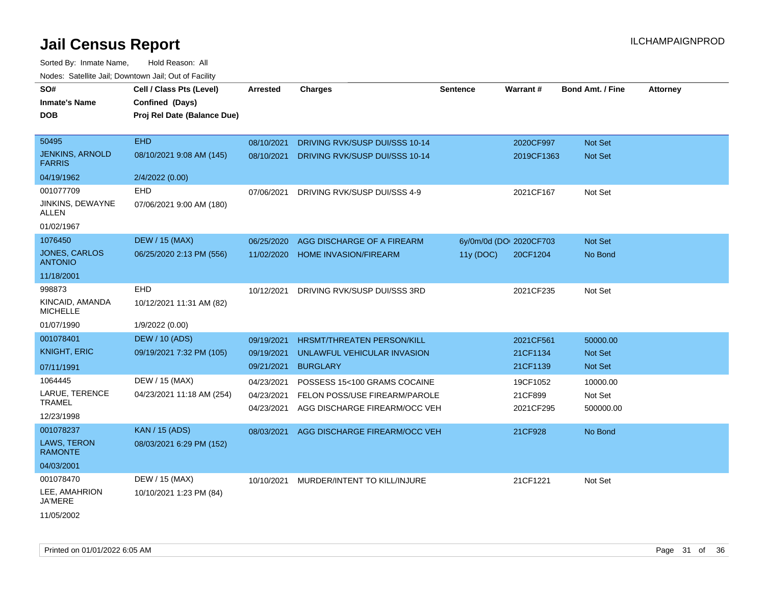# Jail Census Report

ILCHAMPAIGNPROD

Sorted By: Inmate Name, Hold Reason: All

Nodes: Satellite Jail; Downtown Jail; Out of Facility

| SO# / Inmate's Name / DOB | Cell / Class Pts (Level) / Confined (Days) / Proj Rel Date (Balance Due) | Arrested | Charges | Sentence | Warrant # | Bond Amt. / Fine | Attorney |
|---|---|---|---|---|---|---|---|
| 50495<br>JENKINS, ARNOLD FARRIS<br>04/19/1962 | EHD<br>08/10/2021 9:08 AM (145)<br>2/4/2022 (0.00) | 08/10/2021<br>08/10/2021 | DRIVING RVK/SUSP DUI/SSS 10-14<br>DRIVING RVK/SUSP DUI/SSS 10-14 | | 2020CF997<br>2019CF1363 | Not Set<br>Not Set | |
| 001077709<br>JINKINS, DEWAYNE ALLEN<br>01/02/1967 | EHD<br>07/06/2021 9:00 AM (180) | 07/06/2021 | DRIVING RVK/SUSP DUI/SSS 4-9 | | 2021CF167 | Not Set | |
| 1076450<br>JONES, CARLOS ANTONIO<br>11/18/2001 | DEW / 15 (MAX)<br>06/25/2020 2:13 PM (556) | 06/25/2020<br>11/02/2020 | AGG DISCHARGE OF A FIREARM<br>HOME INVASION/FIREARM | 6y/0m/0d (DO<br>11y (DOC) | 2020CF703<br>20CF1204 | Not Set<br>No Bond | |
| 998873<br>KINCAID, AMANDA MICHELLE<br>01/07/1990 | EHD<br>10/12/2021 11:31 AM (82)<br>1/9/2022 (0.00) | 10/12/2021 | DRIVING RVK/SUSP DUI/SSS 3RD | | 2021CF235 | Not Set | |
| 001078401<br>KNIGHT, ERIC<br>07/11/1991 | DEW / 10 (ADS)<br>09/19/2021 7:32 PM (105) | 09/19/2021<br>09/19/2021<br>09/21/2021 | HRSMT/THREATEN PERSON/KILL<br>UNLAWFUL VEHICULAR INVASION<br>BURGLARY | | 2021CF561<br>21CF1134<br>21CF1139 | 50000.00<br>Not Set<br>Not Set | |
| 1064445<br>LARUE, TERENCE TRAMEL<br>12/23/1998 | DEW / 15 (MAX)<br>04/23/2021 11:18 AM (254) | 04/23/2021<br>04/23/2021<br>04/23/2021 | POSSESS 15<100 GRAMS COCAINE<br>FELON POSS/USE FIREARM/PAROLE<br>AGG DISCHARGE FIREARM/OCC VEH | | 19CF1052<br>21CF899<br>2021CF295 | 10000.00<br>Not Set<br>500000.00 | |
| 001078237<br>LAWS, TERON RAMONTE<br>04/03/2001 | KAN / 15 (ADS)<br>08/03/2021 6:29 PM (152) | 08/03/2021 | AGG DISCHARGE FIREARM/OCC VEH | | 21CF928 | No Bond | |
| 001078470<br>LEE, AMAHRION JA'MERE<br>11/05/2002 | DEW / 15 (MAX)<br>10/10/2021 1:23 PM (84) | 10/10/2021 | MURDER/INTENT TO KILL/INJURE | | 21CF1221 | Not Set | |

Printed on 01/01/2022 6:05 AM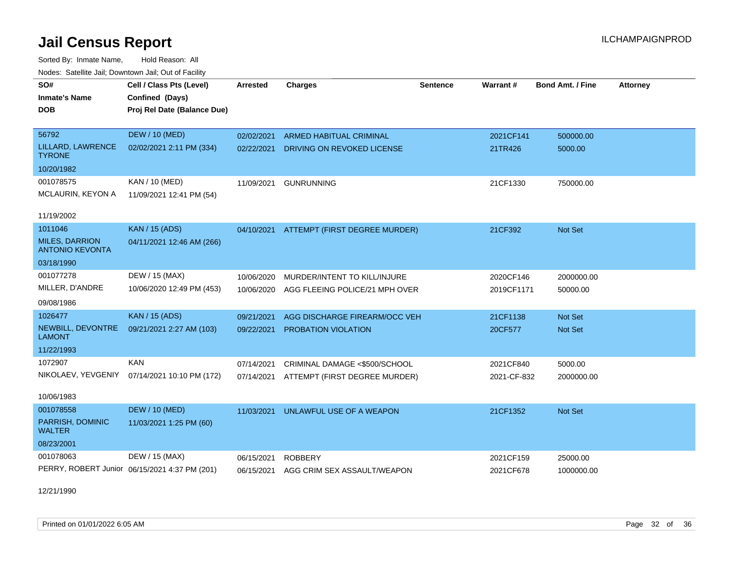# Jail Census Report

ILCHAMPAIGNPROD

Sorted By: Inmate Name, Hold Reason: All

Nodes: Satellite Jail; Downtown Jail; Out of Facility

| SO# / Inmate's Name / DOB | Cell / Class Pts (Level) / Confined (Days) / Proj Rel Date (Balance Due) | Arrested | Charges | Sentence | Warrant # | Bond Amt. / Fine | Attorney |
|---|---|---|---|---|---|---|---|
| 56792<br>LILLARD, LAWRENCE TYRONE<br>10/20/1982 | DEW / 10 (MED)<br>02/02/2021 2:11 PM (334) | 02/02/2021<br>02/22/2021 | ARMED HABITUAL CRIMINAL<br>DRIVING ON REVOKED LICENSE | | 2021CF141<br>21TR426 | 500000.00<br>5000.00 | |
| 001078575<br>MCLAURIN, KEYON A<br>11/19/2002 | KAN / 10 (MED)<br>11/09/2021 12:41 PM (54) | 11/09/2021 | GUNRUNNING | | 21CF1330 | 750000.00 | |
| 1011046<br>MILES, DARRION ANTONIO KEVONTA<br>03/18/1990 | KAN / 15 (ADS)<br>04/11/2021 12:46 AM (266) | 04/10/2021 | ATTEMPT (FIRST DEGREE MURDER) | | 21CF392 | Not Set | |
| 001077278<br>MILLER, D'ANDRE<br>09/08/1986 | DEW / 15 (MAX)<br>10/06/2020 12:49 PM (453) | 10/06/2020<br>10/06/2020 | MURDER/INTENT TO KILL/INJURE<br>AGG FLEEING POLICE/21 MPH OVER | | 2020CF146<br>2019CF1171 | 2000000.00<br>50000.00 | |
| 1026477<br>NEWBILL, DEVONTRE LAMONT<br>11/22/1993 | KAN / 15 (ADS)<br>09/21/2021 2:27 AM (103) | 09/21/2021<br>09/22/2021 | AGG DISCHARGE FIREARM/OCC VEH<br>PROBATION VIOLATION | | 21CF1138<br>20CF577 | Not Set<br>Not Set | |
| 1072907<br>NIKOLAEV, YEVGENIY<br>10/06/1983 | KAN<br>07/14/2021 10:10 PM (172) | 07/14/2021<br>07/14/2021 | CRIMINAL DAMAGE <$500/SCHOOL<br>ATTEMPT (FIRST DEGREE MURDER) | | 2021CF840<br>2021-CF-832 | 5000.00<br>2000000.00 | |
| 001078558<br>PARRISH, DOMINIC WALTER<br>08/23/2001 | DEW / 10 (MED)<br>11/03/2021 1:25 PM (60) | 11/03/2021 | UNLAWFUL USE OF A WEAPON | | 21CF1352 | Not Set | |
| 001078063<br>PERRY, ROBERT Junior<br>12/21/1990 | DEW / 15 (MAX)<br>06/15/2021 4:37 PM (201) | 06/15/2021<br>06/15/2021 | ROBBERY<br>AGG CRIM SEX ASSAULT/WEAPON | | 2021CF159<br>2021CF678 | 25000.00<br>1000000.00 | |

Printed on 01/01/2022 6:05 AM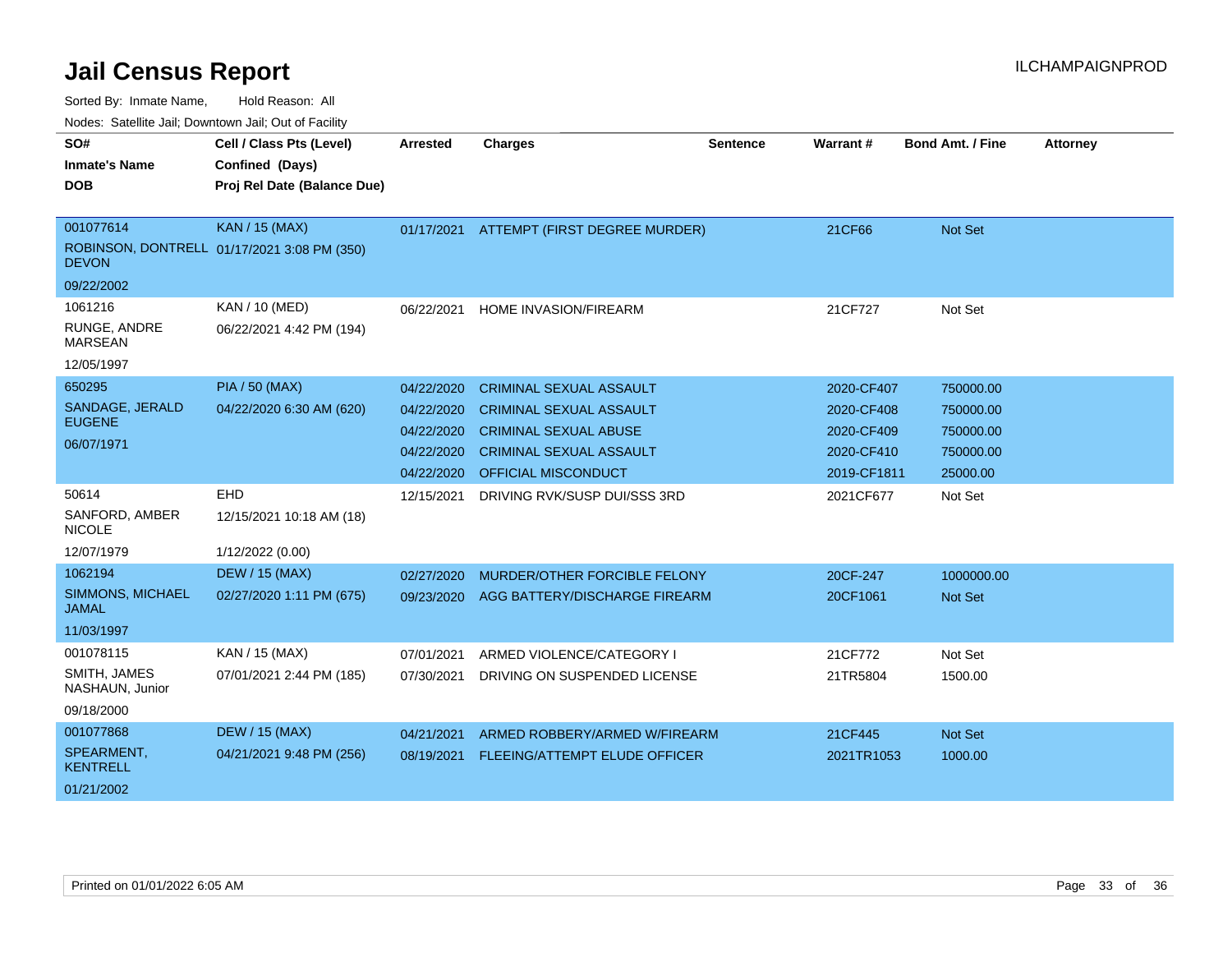# Jail Census Report

Sorted By: Inmate Name, Hold Reason: All

Nodes: Satellite Jail; Downtown Jail; Out of Facility

| SO# / Inmate's Name / DOB | Cell / Class Pts (Level) / Confined (Days) / Proj Rel Date (Balance Due) | Arrested | Charges | Sentence | Warrant # | Bond Amt. / Fine | Attorney |
|---|---|---|---|---|---|---|---|
| 001077614<br>ROBINSON, DONTRELL DEVON<br>09/22/2002 | KAN / 15 (MAX)<br>01/17/2021 3:08 PM (350) | 01/17/2021 | ATTEMPT (FIRST DEGREE MURDER) | | 21CF66 | Not Set | |
| 1061216<br>RUNGE, ANDRE MARSEAN<br>12/05/1997 | KAN / 10 (MED)<br>06/22/2021 4:42 PM (194) | 06/22/2021 | HOME INVASION/FIREARM | | 21CF727 | Not Set | |
| 650295<br>SANDAGE, JERALD EUGENE<br>06/07/1971 | PIA / 50 (MAX)<br>04/22/2020 6:30 AM (620) | 04/22/2020 | CRIMINAL SEXUAL ASSAULT | | 2020-CF407 | 750000.00 | |
| | | 04/22/2020 | CRIMINAL SEXUAL ASSAULT | | 2020-CF408 | 750000.00 | |
| | | 04/22/2020 | CRIMINAL SEXUAL ABUSE | | 2020-CF409 | 750000.00 | |
| | | 04/22/2020 | CRIMINAL SEXUAL ASSAULT | | 2020-CF410 | 750000.00 | |
| | | 04/22/2020 | OFFICIAL MISCONDUCT | | 2019-CF1811 | 25000.00 | |
| 50614<br>SANFORD, AMBER NICOLE<br>12/07/1979 | EHD<br>12/15/2021 10:18 AM (18)<br>1/12/2022 (0.00) | 12/15/2021 | DRIVING RVK/SUSP DUI/SSS 3RD | | 2021CF677 | Not Set | |
| 1062194<br>SIMMONS, MICHAEL JAMAL<br>11/03/1997 | DEW / 15 (MAX)<br>02/27/2020 1:11 PM (675) | 02/27/2020 | MURDER/OTHER FORCIBLE FELONY | | 20CF-247 | 1000000.00 | |
| | | 09/23/2020 | AGG BATTERY/DISCHARGE FIREARM | | 20CF1061 | Not Set | |
| 001078115<br>SMITH, JAMES NASHAUN, Junior<br>09/18/2000 | KAN / 15 (MAX)<br>07/01/2021 2:44 PM (185) | 07/01/2021 | ARMED VIOLENCE/CATEGORY I | | 21CF772 | Not Set | |
| | | 07/30/2021 | DRIVING ON SUSPENDED LICENSE | | 21TR5804 | 1500.00 | |
| 001077868<br>SPEARMENT, KENTRELL<br>01/21/2002 | DEW / 15 (MAX)<br>04/21/2021 9:48 PM (256) | 04/21/2021 | ARMED ROBBERY/ARMED W/FIREARM | | 21CF445 | Not Set | |
| | | 08/19/2021 | FLEEING/ATTEMPT ELUDE OFFICER | | 2021TR1053 | 1000.00 | |

Printed on 01/01/2022 6:05 AM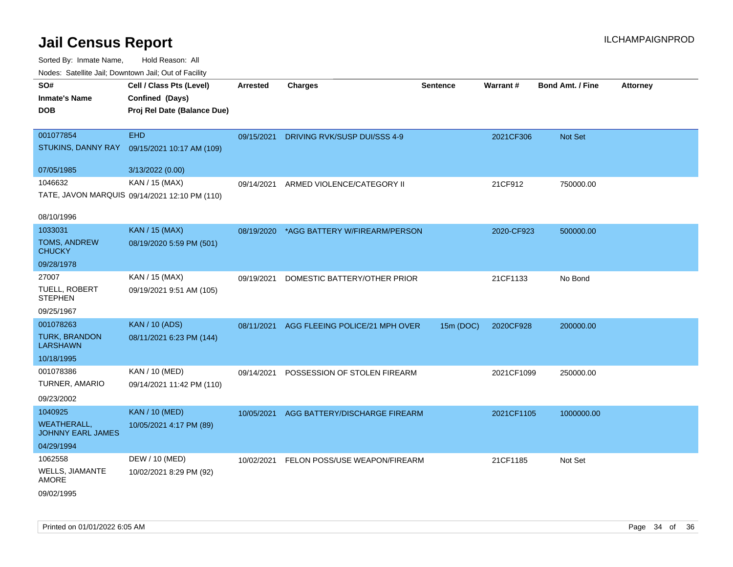# Jail Census Report

ILCHAMPAIGNPROD

Sorted By: Inmate Name, Hold Reason: All

Nodes: Satellite Jail; Downtown Jail; Out of Facility

| SO# / Inmate's Name / DOB | Cell / Class Pts (Level) / Confined (Days) / Proj Rel Date (Balance Due) | Arrested | Charges | Sentence | Warrant # | Bond Amt. / Fine | Attorney |
|---|---|---|---|---|---|---|---|
| 001077854<br>STUKINS, DANNY RAY<br>07/05/1985 | EHD<br>09/15/2021 10:17 AM (109)<br>3/13/2022 (0.00) | 09/15/2021 | DRIVING RVK/SUSP DUI/SSS 4-9 | | 2021CF306 | Not Set | |
| 1046632<br>TATE, JAVON MARQUIS<br>08/10/1996 | KAN / 15 (MAX)<br>09/14/2021 12:10 PM (110) | 09/14/2021 | ARMED VIOLENCE/CATEGORY II | | 21CF912 | 750000.00 | |
| 1033031<br>TOMS, ANDREW CHUCKY<br>09/28/1978 | KAN / 15 (MAX)<br>08/19/2020 5:59 PM (501) | 08/19/2020 | *AGG BATTERY W/FIREARM/PERSON | | 2020-CF923 | 500000.00 | |
| 27007<br>TUELL, ROBERT STEPHEN<br>09/25/1967 | KAN / 15 (MAX)<br>09/19/2021 9:51 AM (105) | 09/19/2021 | DOMESTIC BATTERY/OTHER PRIOR | | 21CF1133 | No Bond | |
| 001078263<br>TURK, BRANDON LARSHAWN<br>10/18/1995 | KAN / 10 (ADS)<br>08/11/2021 6:23 PM (144) | 08/11/2021 | AGG FLEEING POLICE/21 MPH OVER | 15m (DOC) | 2020CF928 | 200000.00 | |
| 001078386<br>TURNER, AMARIO<br>09/23/2002 | KAN / 10 (MED)<br>09/14/2021 11:42 PM (110) | 09/14/2021 | POSSESSION OF STOLEN FIREARM | | 2021CF1099 | 250000.00 | |
| 1040925<br>WEATHERALL, JOHNNY EARL JAMES<br>04/29/1994 | KAN / 10 (MED)<br>10/05/2021 4:17 PM (89) | 10/05/2021 | AGG BATTERY/DISCHARGE FIREARM | | 2021CF1105 | 1000000.00 | |
| 1062558<br>WELLS, JIAMANTE AMORE<br>09/02/1995 | DEW / 10 (MED)<br>10/02/2021 8:29 PM (92) | 10/02/2021 | FELON POSS/USE WEAPON/FIREARM | | 21CF1185 | Not Set | |

Printed on 01/01/2022 6:05 AM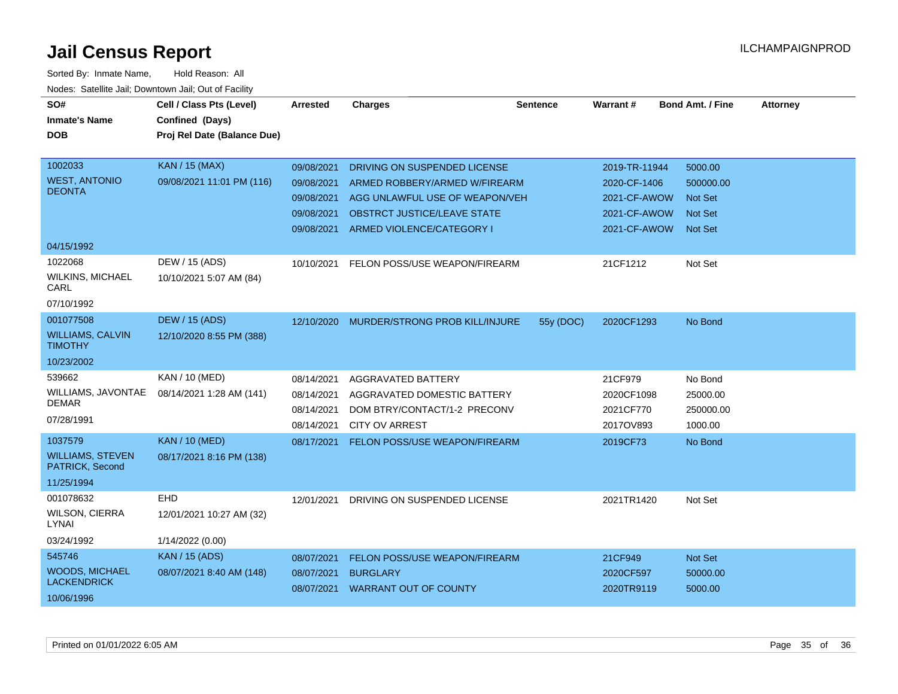# Jail Census Report

ILCHAMPAIGNPROD

Sorted By: Inmate Name, Hold Reason: All

Nodes: Satellite Jail; Downtown Jail; Out of Facility

| SO# / Inmate's Name / DOB | Cell / Class Pts (Level) / Confined (Days) / Proj Rel Date (Balance Due) | Arrested | Charges | Sentence | Warrant # | Bond Amt. / Fine | Attorney |
|---|---|---|---|---|---|---|---|
| 1002033<br>WEST, ANTONIO DEONTA<br>04/15/1992 | KAN / 15 (MAX)<br>09/08/2021 11:01 PM (116) | 09/08/2021<br>09/08/2021<br>09/08/2021<br>09/08/2021<br>09/08/2021 | DRIVING ON SUSPENDED LICENSE<br>ARMED ROBBERY/ARMED W/FIREARM<br>AGG UNLAWFUL USE OF WEAPON/VEH<br>OBSTRCT JUSTICE/LEAVE STATE<br>ARMED VIOLENCE/CATEGORY I | | 2019-TR-11944<br>2020-CF-1406<br>2021-CF-AWOW<br>2021-CF-AWOW<br>2021-CF-AWOW | 5000.00<br>500000.00<br>Not Set<br>Not Set<br>Not Set | |
| 1022068<br>WILKINS, MICHAEL CARL<br>07/10/1992 | DEW / 15 (ADS)<br>10/10/2021 5:07 AM (84) | 10/10/2021 | FELON POSS/USE WEAPON/FIREARM | | 21CF1212 | Not Set | |
| 001077508<br>WILLIAMS, CALVIN TIMOTHY<br>10/23/2002 | DEW / 15 (ADS)<br>12/10/2020 8:55 PM (388) | 12/10/2020 | MURDER/STRONG PROB KILL/INJURE | 55y (DOC) | 2020CF1293 | No Bond | |
| 539662<br>WILLIAMS, JAVONTAE DEMAR<br>07/28/1991 | KAN / 10 (MED)<br>08/14/2021 1:28 AM (141) | 08/14/2021<br>08/14/2021<br>08/14/2021<br>08/14/2021 | AGGRAVATED BATTERY<br>AGGRAVATED DOMESTIC BATTERY<br>DOM BTRY/CONTACT/1-2 PRECONV<br>CITY OV ARREST | | 21CF979<br>2020CF1098<br>2021CF770<br>2017OV893 | No Bond<br>25000.00<br>250000.00<br>1000.00 | |
| 1037579<br>WILLIAMS, STEVEN PATRICK, Second<br>11/25/1994 | KAN / 10 (MED)<br>08/17/2021 8:16 PM (138) | 08/17/2021 | FELON POSS/USE WEAPON/FIREARM | | 2019CF73 | No Bond | |
| 001078632<br>WILSON, CIERRA LYNAI<br>03/24/1992 | EHD<br>12/01/2021 10:27 AM (32)<br>1/14/2022 (0.00) | 12/01/2021 | DRIVING ON SUSPENDED LICENSE | | 2021TR1420 | Not Set | |
| 545746<br>WOODS, MICHAEL LACKENDRICK<br>10/06/1996 | KAN / 15 (ADS)<br>08/07/2021 8:40 AM (148) | 08/07/2021<br>08/07/2021<br>08/07/2021 | FELON POSS/USE WEAPON/FIREARM<br>BURGLARY<br>WARRANT OUT OF COUNTY | | 21CF949<br>2020CF597<br>2020TR9119 | Not Set<br>50000.00<br>5000.00 | |

Printed on 01/01/2022 6:05 AM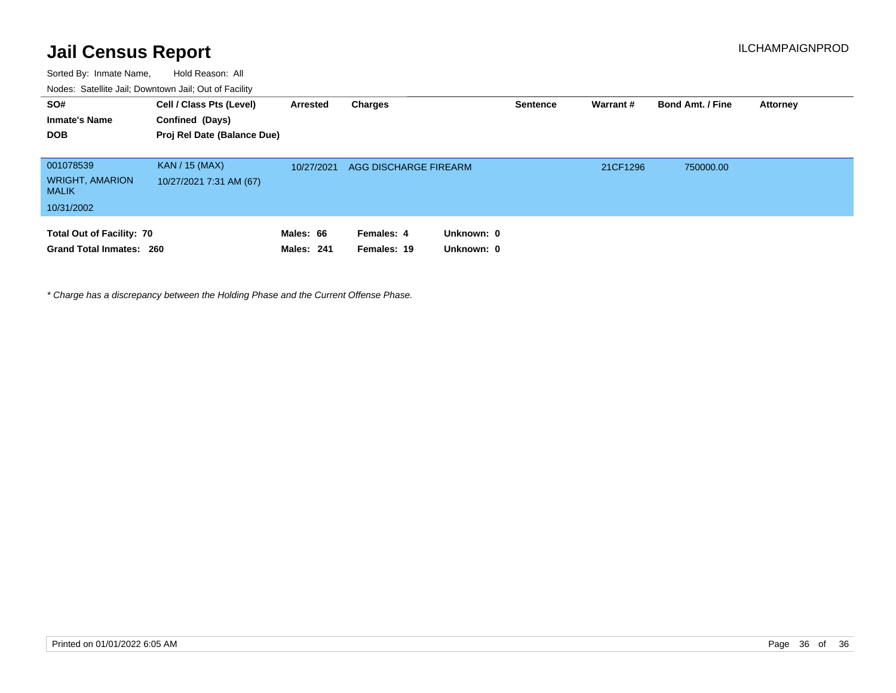# Jail Census Report

ILCHAMPAIGNPROD

Sorted By: Inmate Name, Hold Reason: All

Nodes: Satellite Jail; Downtown Jail; Out of Facility

| SO# / Inmate's Name / DOB | Cell / Class Pts (Level) / Confined (Days) / Proj Rel Date (Balance Due) | Arrested | Charges | Sentence | Warrant # | Bond Amt. / Fine | Attorney |
|---|---|---|---|---|---|---|---|
| 001078539<br>WRIGHT, AMARION MALIK<br>10/31/2002 | KAN / 15 (MAX)<br>10/27/2021 7:31 AM (67) | 10/27/2021 | AGG DISCHARGE FIREARM | | 21CF1296 | 750000.00 | |

| | | | |
|---|---|---|---|
| **Total Out of Facility: 70** | **Males: 66** | **Females: 4** | **Unknown: 0** |
| **Grand Total Inmates: 260** | **Males: 241** | **Females: 19** | **Unknown: 0** |

*\* Charge has a discrepancy between the Holding Phase and the Current Offense Phase.*

Printed on 01/01/2022 6:05 AM